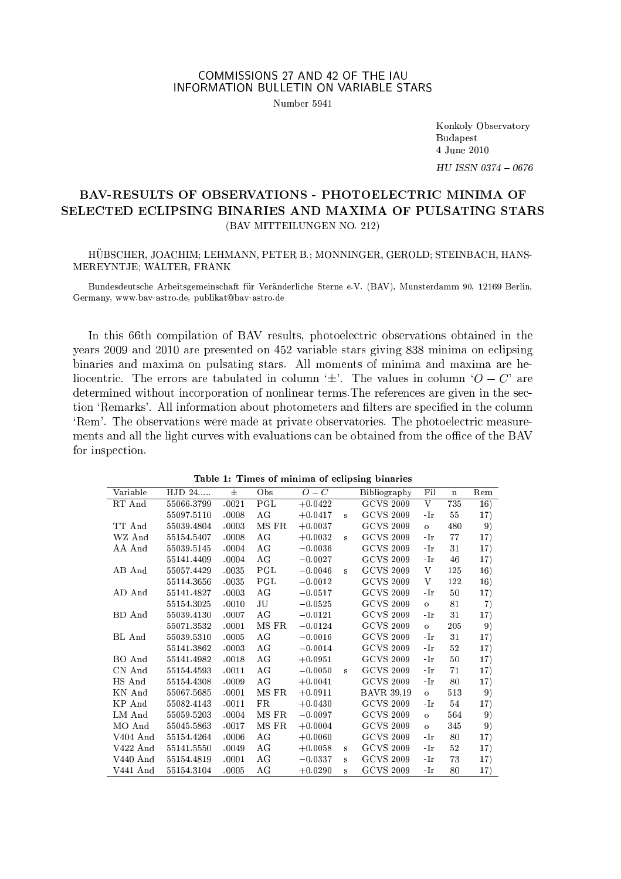COMMISSIONS 27 AND 42 OF THE IAU
INFORMATION BULLETIN ON VARIABLE STARS

Number 5941

Konkoly Observatory
Budapest
4 June 2010

*HU ISSN 0374 – 0676*

# BAV-RESULTS OF OBSERVATIONS - PHOTOELECTRIC MINIMA OF SELECTED ECLIPSING BINARIES AND MAXIMA OF PULSATING STARS

(BAV MITTEILUNGEN NO. 212)

HÜBSCHER, JOACHIM; LEHMANN, PETER B.; MONNINGER, GEROLD; STEINBACH, HANS-MEREYNTJE; WALTER, FRANK

Bundesdeutsche Arbeitsgemeinschaft für Veränderliche Sterne e.V. (BAV), Munsterdamm 90, 12169 Berlin, Germany, www.bav-astro.de, publikat@bav-astro.de

In this 66th compilation of BAV results, photoelectric observations obtained in the years 2009 and 2010 are presented on 452 variable stars giving 838 minima on eclipsing binaries and maxima on pulsating stars. All moments of minima and maxima are heliocentric. The errors are tabulated in column '±'. The values in column '$O-C$' are determined without incorporation of nonlinear terms.The references are given in the section 'Remarks'. All information about photometers and filters are specified in the column 'Rem'. The observations were made at private observatories. The photoelectric measurements and all the light curves with evaluations can be obtained from the office of the BAV for inspection.

**Table 1: Times of minima of eclipsing binaries**

| Variable | HJD 24..... | ± | Obs | $O-C$ | | Bibliography | Fil | n | Rem |
|---|---|---|---|---|---|---|---|---|---|
| RT And | 55066.3799 | .0021 | PGL | +0.0422 | | GCVS 2009 | V | 735 | 16) |
| | 55097.5110 | .0008 | AG | +0.0417 | s | GCVS 2009 | -Ir | 55 | 17) |
| TT And | 55039.4804 | .0003 | MS FR | +0.0037 | | GCVS 2009 | o | 480 | 9) |
| WZ And | 55154.5407 | .0008 | AG | +0.0032 | s | GCVS 2009 | -Ir | 77 | 17) |
| AA And | 55039.5145 | .0004 | AG | −0.0036 | | GCVS 2009 | -Ir | 31 | 17) |
| | 55141.4409 | .0004 | AG | −0.0027 | | GCVS 2009 | -Ir | 46 | 17) |
| AB And | 55057.4429 | .0035 | PGL | −0.0046 | s | GCVS 2009 | V | 125 | 16) |
| | 55114.3656 | .0035 | PGL | −0.0012 | | GCVS 2009 | V | 122 | 16) |
| AD And | 55141.4827 | .0003 | AG | −0.0517 | | GCVS 2009 | -Ir | 50 | 17) |
| | 55154.3025 | .0010 | JU | −0.0525 | | GCVS 2009 | o | 81 | 7) |
| BD And | 55039.4130 | .0007 | AG | −0.0121 | | GCVS 2009 | -Ir | 31 | 17) |
| | 55071.3532 | .0001 | MS FR | −0.0124 | | GCVS 2009 | o | 205 | 9) |
| BL And | 55039.5310 | .0005 | AG | −0.0016 | | GCVS 2009 | -Ir | 31 | 17) |
| | 55141.3862 | .0003 | AG | −0.0014 | | GCVS 2009 | -Ir | 52 | 17) |
| BO And | 55141.4982 | .0018 | AG | +0.0951 | | GCVS 2009 | -Ir | 50 | 17) |
| CN And | 55154.4593 | .0011 | AG | −0.0050 | s | GCVS 2009 | -Ir | 71 | 17) |
| HS And | 55154.4308 | .0009 | AG | +0.0041 | | GCVS 2009 | -Ir | 80 | 17) |
| KN And | 55067.5685 | .0001 | MS FR | +0.0911 | | BAVR 39,19 | o | 513 | 9) |
| KP And | 55082.4143 | .0011 | FR | +0.0430 | | GCVS 2009 | -Ir | 54 | 17) |
| LM And | 55059.5203 | .0004 | MS FR | −0.0097 | | GCVS 2009 | o | 564 | 9) |
| MO And | 55045.5863 | .0017 | MS FR | +0.0004 | | GCVS 2009 | o | 345 | 9) |
| V404 And | 55154.4264 | .0006 | AG | +0.0060 | | GCVS 2009 | -Ir | 80 | 17) |
| V422 And | 55141.5550 | .0049 | AG | +0.0058 | s | GCVS 2009 | -Ir | 52 | 17) |
| V440 And | 55154.4819 | .0001 | AG | −0.0337 | s | GCVS 2009 | -Ir | 73 | 17) |
| V441 And | 55154.3104 | .0005 | AG | +0.0290 | s | GCVS 2009 | -Ir | 80 | 17) |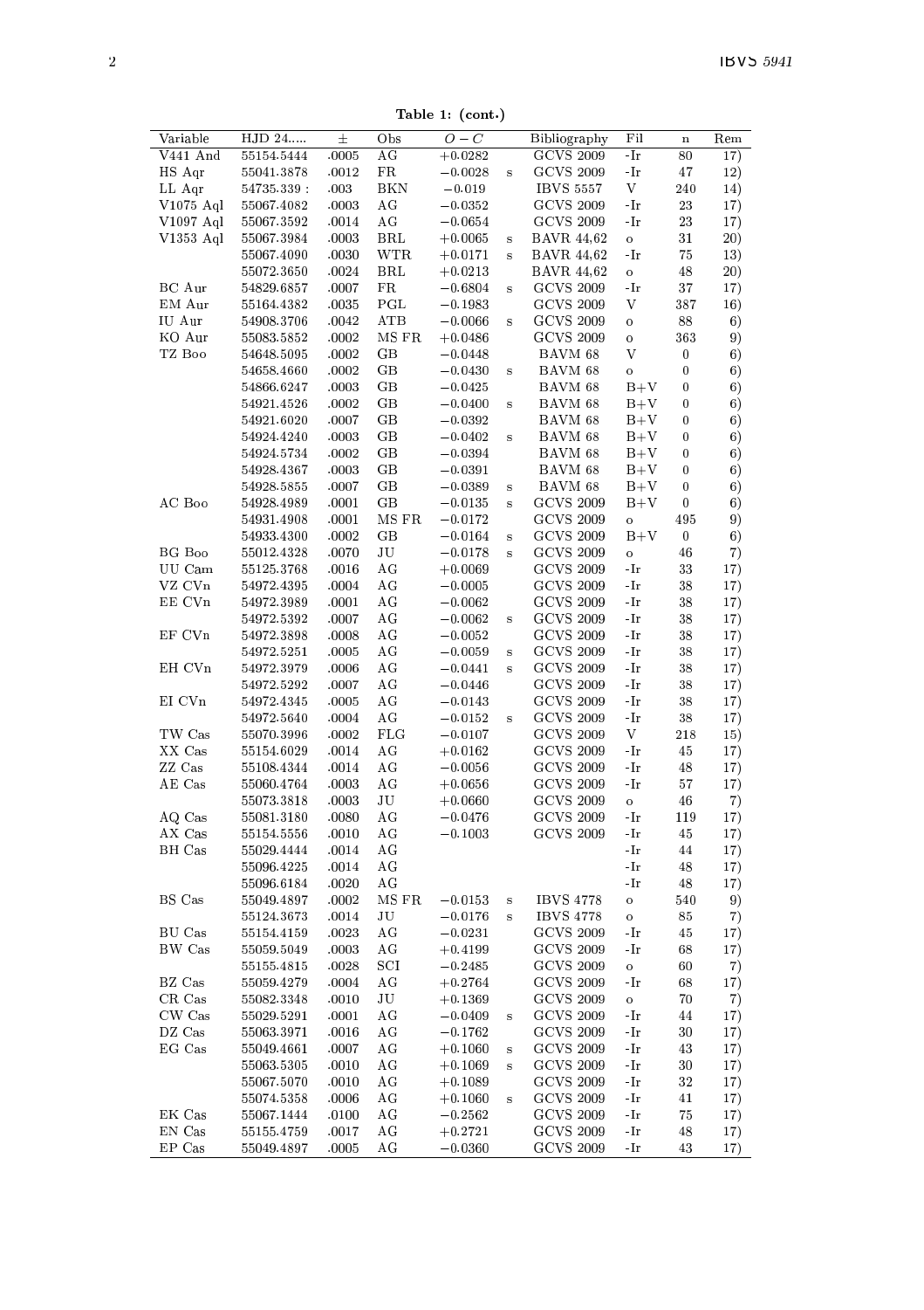**Table 1: (cont.)**

| Variable | HJD 24..... | ± | Obs | $O-C$ | | Bibliography | Fil | n | Rem |
|---|---|---|---|---|---|---|---|---|---|
| V441 And | 55154.5444 | .0005 | AG | +0.0282 | | GCVS 2009 | -Ir | 80 | 17) |
| HS Aqr | 55041.3878 | .0012 | FR | −0.0028 | s | GCVS 2009 | -Ir | 47 | 12) |
| LL Aqr | 54735.339 : | .003 | BKN | −0.019 | | IBVS 5557 | V | 240 | 14) |
| V1075 Aql | 55067.4082 | .0003 | AG | −0.0352 | | GCVS 2009 | -Ir | 23 | 17) |
| V1097 Aql | 55067.3592 | .0014 | AG | −0.0654 | | GCVS 2009 | -Ir | 23 | 17) |
| V1353 Aql | 55067.3984 | .0003 | BRL | +0.0065 | s | BAVR 44,62 | o | 31 | 20) |
| | 55067.4090 | .0030 | WTR | +0.0171 | s | BAVR 44,62 | -Ir | 75 | 13) |
| | 55072.3650 | .0024 | BRL | +0.0213 | | BAVR 44,62 | o | 48 | 20) |
| BC Aur | 54829.6857 | .0007 | FR | −0.6804 | s | GCVS 2009 | -Ir | 37 | 17) |
| EM Aur | 55164.4382 | .0035 | PGL | −0.1983 | | GCVS 2009 | V | 387 | 16) |
| IU Aur | 54908.3706 | .0042 | ATB | −0.0066 | s | GCVS 2009 | o | 88 | 6) |
| KO Aur | 55083.5852 | .0002 | MS FR | +0.0486 | | GCVS 2009 | o | 363 | 9) |
| TZ Boo | 54648.5095 | .0002 | GB | −0.0448 | | BAVM 68 | V | 0 | 6) |
| | 54658.4660 | .0002 | GB | −0.0430 | s | BAVM 68 | o | 0 | 6) |
| | 54866.6247 | .0003 | GB | −0.0425 | | BAVM 68 | B+V | 0 | 6) |
| | 54921.4526 | .0002 | GB | −0.0400 | s | BAVM 68 | B+V | 0 | 6) |
| | 54921.6020 | .0007 | GB | −0.0392 | | BAVM 68 | B+V | 0 | 6) |
| | 54924.4240 | .0003 | GB | −0.0402 | s | BAVM 68 | B+V | 0 | 6) |
| | 54924.5734 | .0002 | GB | −0.0394 | | BAVM 68 | B+V | 0 | 6) |
| | 54928.4367 | .0003 | GB | −0.0391 | | BAVM 68 | B+V | 0 | 6) |
| | 54928.5855 | .0007 | GB | −0.0389 | s | BAVM 68 | B+V | 0 | 6) |
| AC Boo | 54928.4989 | .0001 | GB | −0.0135 | s | GCVS 2009 | B+V | 0 | 6) |
| | 54931.4908 | .0001 | MS FR | −0.0172 | | GCVS 2009 | o | 495 | 9) |
| | 54933.4300 | .0002 | GB | −0.0164 | s | GCVS 2009 | B+V | 0 | 6) |
| BG Boo | 55012.4328 | .0070 | JU | −0.0178 | s | GCVS 2009 | o | 46 | 7) |
| UU Cam | 55125.3768 | .0016 | AG | +0.0069 | | GCVS 2009 | -Ir | 33 | 17) |
| VZ CVn | 54972.4395 | .0004 | AG | −0.0005 | | GCVS 2009 | -Ir | 38 | 17) |
| EE CVn | 54972.3989 | .0001 | AG | −0.0062 | | GCVS 2009 | -Ir | 38 | 17) |
| | 54972.5392 | .0007 | AG | −0.0062 | s | GCVS 2009 | -Ir | 38 | 17) |
| EF CVn | 54972.3898 | .0008 | AG | −0.0052 | | GCVS 2009 | -Ir | 38 | 17) |
| | 54972.5251 | .0005 | AG | −0.0059 | s | GCVS 2009 | -Ir | 38 | 17) |
| EH CVn | 54972.3979 | .0006 | AG | −0.0441 | s | GCVS 2009 | -Ir | 38 | 17) |
| | 54972.5292 | .0007 | AG | −0.0446 | | GCVS 2009 | -Ir | 38 | 17) |
| EI CVn | 54972.4345 | .0005 | AG | −0.0143 | | GCVS 2009 | -Ir | 38 | 17) |
| | 54972.5640 | .0004 | AG | −0.0152 | s | GCVS 2009 | -Ir | 38 | 17) |
| TW Cas | 55070.3996 | .0002 | FLG | −0.0107 | | GCVS 2009 | V | 218 | 15) |
| XX Cas | 55154.6029 | .0014 | AG | +0.0162 | | GCVS 2009 | -Ir | 45 | 17) |
| ZZ Cas | 55108.4344 | .0014 | AG | −0.0056 | | GCVS 2009 | -Ir | 48 | 17) |
| AE Cas | 55060.4764 | .0003 | AG | +0.0656 | | GCVS 2009 | -Ir | 57 | 17) |
| | 55073.3818 | .0003 | JU | +0.0660 | | GCVS 2009 | o | 46 | 7) |
| AQ Cas | 55081.3180 | .0080 | AG | −0.0476 | | GCVS 2009 | -Ir | 119 | 17) |
| AX Cas | 55154.5556 | .0010 | AG | −0.1003 | | GCVS 2009 | -Ir | 45 | 17) |
| BH Cas | 55029.4444 | .0014 | AG | | | | -Ir | 44 | 17) |
| | 55096.4225 | .0014 | AG | | | | -Ir | 48 | 17) |
| | 55096.6184 | .0020 | AG | | | | -Ir | 48 | 17) |
| BS Cas | 55049.4897 | .0002 | MS FR | −0.0153 | s | IBVS 4778 | o | 540 | 9) |
| | 55124.3673 | .0014 | JU | −0.0176 | s | IBVS 4778 | o | 85 | 7) |
| BU Cas | 55154.4159 | .0023 | AG | −0.0231 | | GCVS 2009 | -Ir | 45 | 17) |
| BW Cas | 55059.5049 | .0003 | AG | +0.4199 | | GCVS 2009 | -Ir | 68 | 17) |
| | 55155.4815 | .0028 | SCI | −0.2485 | | GCVS 2009 | o | 60 | 7) |
| BZ Cas | 55059.4279 | .0004 | AG | +0.2764 | | GCVS 2009 | -Ir | 68 | 17) |
| CR Cas | 55082.3348 | .0010 | JU | +0.1369 | | GCVS 2009 | o | 70 | 7) |
| CW Cas | 55029.5291 | .0001 | AG | −0.0409 | s | GCVS 2009 | -Ir | 44 | 17) |
| DZ Cas | 55063.3971 | .0016 | AG | −0.1762 | | GCVS 2009 | -Ir | 30 | 17) |
| EG Cas | 55049.4661 | .0007 | AG | +0.1060 | s | GCVS 2009 | -Ir | 43 | 17) |
| | 55063.5305 | .0010 | AG | +0.1069 | s | GCVS 2009 | -Ir | 30 | 17) |
| | 55067.5070 | .0010 | AG | +0.1089 | | GCVS 2009 | -Ir | 32 | 17) |
| | 55074.5358 | .0006 | AG | +0.1060 | s | GCVS 2009 | -Ir | 41 | 17) |
| EK Cas | 55067.1444 | .0100 | AG | −0.2562 | | GCVS 2009 | -Ir | 75 | 17) |
| EN Cas | 55155.4759 | .0017 | AG | +0.2721 | | GCVS 2009 | -Ir | 48 | 17) |
| EP Cas | 55049.4897 | .0005 | AG | −0.0360 | | GCVS 2009 | -Ir | 43 | 17) |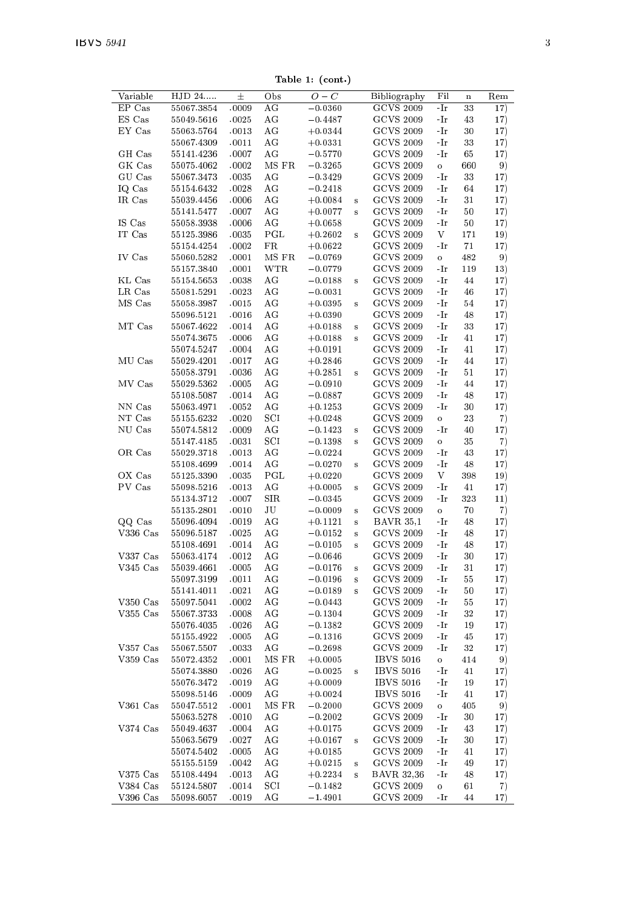**Table 1: (cont.)**

| Variable | HJD 24..... | ± | Obs | $O-C$ | | Bibliography | Fil | n | Rem |
|---|---|---|---|---|---|---|---|---|---|
| EP Cas | 55067.3854 | .0009 | AG | −0.0360 | | GCVS 2009 | -Ir | 33 | 17) |
| ES Cas | 55049.5616 | .0025 | AG | −0.4487 | | GCVS 2009 | -Ir | 43 | 17) |
| EY Cas | 55063.5764 | .0013 | AG | +0.0344 | | GCVS 2009 | -Ir | 30 | 17) |
| | 55067.4309 | .0011 | AG | +0.0331 | | GCVS 2009 | -Ir | 33 | 17) |
| GH Cas | 55141.4236 | .0007 | AG | −0.5770 | | GCVS 2009 | -Ir | 65 | 17) |
| GK Cas | 55075.4062 | .0002 | MS FR | −0.3265 | | GCVS 2009 | o | 660 | 9) |
| GU Cas | 55067.3473 | .0035 | AG | −0.3429 | | GCVS 2009 | -Ir | 33 | 17) |
| IQ Cas | 55154.6432 | .0028 | AG | −0.2418 | | GCVS 2009 | -Ir | 64 | 17) |
| IR Cas | 55039.4456 | .0006 | AG | +0.0084 | s | GCVS 2009 | -Ir | 31 | 17) |
| | 55141.5477 | .0007 | AG | +0.0077 | s | GCVS 2009 | -Ir | 50 | 17) |
| IS Cas | 55058.3938 | .0006 | AG | +0.0658 | | GCVS 2009 | -Ir | 50 | 17) |
| IT Cas | 55125.3986 | .0035 | PGL | +0.2602 | s | GCVS 2009 | V | 171 | 19) |
| | 55154.4254 | .0002 | FR | +0.0622 | | GCVS 2009 | -Ir | 71 | 17) |
| IV Cas | 55060.5282 | .0001 | MS FR | −0.0769 | | GCVS 2009 | o | 482 | 9) |
| | 55157.3840 | .0001 | WTR | −0.0779 | | GCVS 2009 | -Ir | 119 | 13) |
| KL Cas | 55154.5653 | .0038 | AG | −0.0188 | s | GCVS 2009 | -Ir | 44 | 17) |
| LR Cas | 55081.5291 | .0023 | AG | −0.0031 | | GCVS 2009 | -Ir | 46 | 17) |
| MS Cas | 55058.3987 | .0015 | AG | +0.0395 | s | GCVS 2009 | -Ir | 54 | 17) |
| | 55096.5121 | .0016 | AG | +0.0390 | | GCVS 2009 | -Ir | 48 | 17) |
| MT Cas | 55067.4622 | .0014 | AG | +0.0188 | s | GCVS 2009 | -Ir | 33 | 17) |
| | 55074.3675 | .0006 | AG | +0.0188 | s | GCVS 2009 | -Ir | 41 | 17) |
| | 55074.5247 | .0004 | AG | +0.0191 | | GCVS 2009 | -Ir | 41 | 17) |
| MU Cas | 55029.4201 | .0017 | AG | +0.2846 | | GCVS 2009 | -Ir | 44 | 17) |
| | 55058.3791 | .0036 | AG | +0.2851 | s | GCVS 2009 | -Ir | 51 | 17) |
| MV Cas | 55029.5362 | .0005 | AG | −0.0910 | | GCVS 2009 | -Ir | 44 | 17) |
| | 55108.5087 | .0014 | AG | −0.0887 | | GCVS 2009 | -Ir | 48 | 17) |
| NN Cas | 55063.4971 | .0052 | AG | +0.1253 | | GCVS 2009 | -Ir | 30 | 17) |
| NT Cas | 55155.6232 | .0020 | SCI | +0.0248 | | GCVS 2009 | o | 23 | 7) |
| NU Cas | 55074.5812 | .0009 | AG | −0.1423 | s | GCVS 2009 | -Ir | 40 | 17) |
| | 55147.4185 | .0031 | SCI | −0.1398 | s | GCVS 2009 | o | 35 | 7) |
| OR Cas | 55029.3718 | .0013 | AG | −0.0224 | | GCVS 2009 | -Ir | 43 | 17) |
| | 55108.4699 | .0014 | AG | −0.0270 | s | GCVS 2009 | -Ir | 48 | 17) |
| OX Cas | 55125.3390 | .0035 | PGL | +0.0220 | | GCVS 2009 | V | 398 | 19) |
| PV Cas | 55098.5216 | .0013 | AG | +0.0005 | s | GCVS 2009 | -Ir | 41 | 17) |
| | 55134.3712 | .0007 | SIR | −0.0345 | | GCVS 2009 | -Ir | 323 | 11) |
| | 55135.2801 | .0010 | JU | −0.0009 | s | GCVS 2009 | o | 70 | 7) |
| QQ Cas | 55096.4094 | .0019 | AG | +0.1121 | s | BAVR 35,1 | -Ir | 48 | 17) |
| V336 Cas | 55096.5187 | .0025 | AG | −0.0152 | s | GCVS 2009 | -Ir | 48 | 17) |
| | 55108.4691 | .0014 | AG | −0.0105 | s | GCVS 2009 | -Ir | 48 | 17) |
| V337 Cas | 55063.4174 | .0012 | AG | −0.0646 | | GCVS 2009 | -Ir | 30 | 17) |
| V345 Cas | 55039.4661 | .0005 | AG | −0.0176 | s | GCVS 2009 | -Ir | 31 | 17) |
| | 55097.3199 | .0011 | AG | −0.0196 | s | GCVS 2009 | -Ir | 55 | 17) |
| | 55141.4011 | .0021 | AG | −0.0189 | s | GCVS 2009 | -Ir | 50 | 17) |
| V350 Cas | 55097.5041 | .0002 | AG | −0.0443 | | GCVS 2009 | -Ir | 55 | 17) |
| V355 Cas | 55067.3733 | .0008 | AG | −0.1304 | | GCVS 2009 | -Ir | 32 | 17) |
| | 55076.4035 | .0026 | AG | −0.1382 | | GCVS 2009 | -Ir | 19 | 17) |
| | 55155.4922 | .0005 | AG | −0.1316 | | GCVS 2009 | -Ir | 45 | 17) |
| V357 Cas | 55067.5507 | .0033 | AG | −0.2698 | | GCVS 2009 | -Ir | 32 | 17) |
| V359 Cas | 55072.4352 | .0001 | MS FR | +0.0005 | | IBVS 5016 | o | 414 | 9) |
| | 55074.3880 | .0026 | AG | −0.0025 | s | IBVS 5016 | -Ir | 41 | 17) |
| | 55076.3472 | .0019 | AG | +0.0009 | | IBVS 5016 | -Ir | 19 | 17) |
| | 55098.5146 | .0009 | AG | +0.0024 | | IBVS 5016 | -Ir | 41 | 17) |
| V361 Cas | 55047.5512 | .0001 | MS FR | −0.2000 | | GCVS 2009 | o | 405 | 9) |
| | 55063.5278 | .0010 | AG | −0.2002 | | GCVS 2009 | -Ir | 30 | 17) |
| V374 Cas | 55049.4637 | .0004 | AG | +0.0175 | | GCVS 2009 | -Ir | 43 | 17) |
| | 55063.5679 | .0027 | AG | +0.0167 | s | GCVS 2009 | -Ir | 30 | 17) |
| | 55074.5402 | .0005 | AG | +0.0185 | | GCVS 2009 | -Ir | 41 | 17) |
| | 55155.5159 | .0042 | AG | +0.0215 | s | GCVS 2009 | -Ir | 49 | 17) |
| V375 Cas | 55108.4494 | .0013 | AG | +0.2234 | s | BAVR 32,36 | -Ir | 48 | 17) |
| V384 Cas | 55124.5807 | .0014 | SCI | −0.1482 | | GCVS 2009 | o | 61 | 7) |
| V396 Cas | 55098.6057 | .0019 | AG | −1.4901 | | GCVS 2009 | -Ir | 44 | 17) |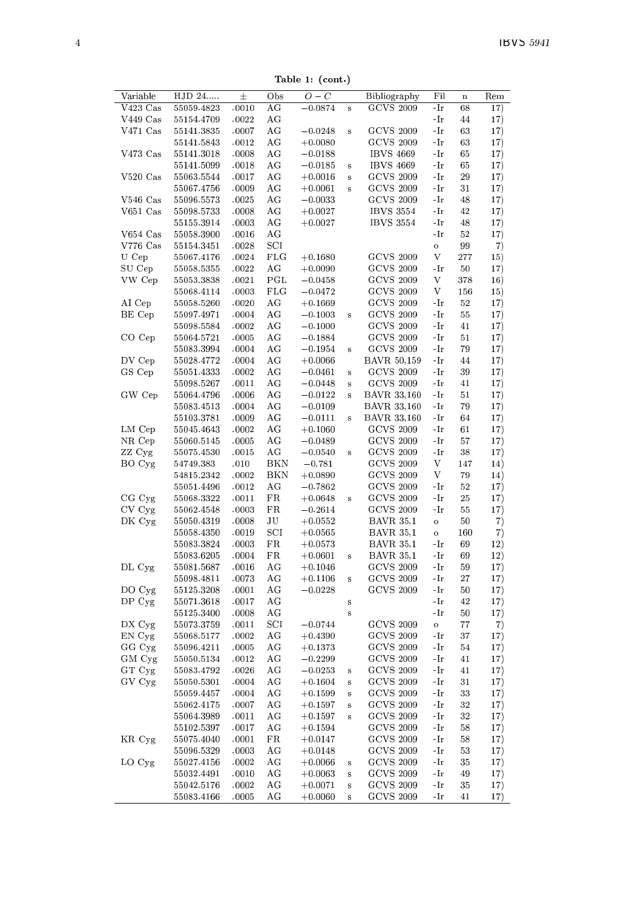**Table 1: (cont.)**

| Variable | HJD 24..... | ± | Obs | $O-C$ | | Bibliography | Fil | n | Rem |
|---|---|---|---|---|---|---|---|---|---|
| V423 Cas | 55059.4823 | .0010 | AG | −0.0874 | s | GCVS 2009 | -Ir | 68 | 17) |
| V449 Cas | 55154.4709 | .0022 | AG | | | | -Ir | 44 | 17) |
| V471 Cas | 55141.3835 | .0007 | AG | −0.0248 | s | GCVS 2009 | -Ir | 63 | 17) |
| | 55141.5843 | .0012 | AG | +0.0080 | | GCVS 2009 | -Ir | 63 | 17) |
| V473 Cas | 55141.3018 | .0008 | AG | −0.0188 | | IBVS 4669 | -Ir | 65 | 17) |
| | 55141.5099 | .0018 | AG | −0.0185 | s | IBVS 4669 | -Ir | 65 | 17) |
| V520 Cas | 55063.5544 | .0017 | AG | +0.0016 | s | GCVS 2009 | -Ir | 29 | 17) |
| | 55067.4756 | .0009 | AG | +0.0061 | s | GCVS 2009 | -Ir | 31 | 17) |
| V546 Cas | 55096.5573 | .0025 | AG | −0.0033 | | GCVS 2009 | -Ir | 48 | 17) |
| V651 Cas | 55098.5733 | .0008 | AG | +0.0027 | | IBVS 3554 | -Ir | 42 | 17) |
| | 55155.3914 | .0003 | AG | +0.0027 | | IBVS 3554 | -Ir | 48 | 17) |
| V654 Cas | 55058.3900 | .0016 | AG | | | | -Ir | 52 | 17) |
| V776 Cas | 55154.3451 | .0028 | SCI | | | | o | 99 | 7) |
| U Cep | 55067.4176 | .0024 | FLG | +0.1680 | | GCVS 2009 | V | 277 | 15) |
| SU Cep | 55058.5355 | .0022 | AG | +0.0090 | | GCVS 2009 | -Ir | 50 | 17) |
| VW Cep | 55053.3838 | .0021 | PGL | −0.0458 | | GCVS 2009 | V | 378 | 16) |
| | 55068.4114 | .0003 | FLG | −0.0472 | | GCVS 2009 | V | 156 | 15) |
| AI Cep | 55058.5260 | .0020 | AG | +0.1669 | | GCVS 2009 | -Ir | 52 | 17) |
| BE Cep | 55097.4971 | .0004 | AG | −0.1003 | s | GCVS 2009 | -Ir | 55 | 17) |
| | 55098.5584 | .0002 | AG | −0.1000 | | GCVS 2009 | -Ir | 41 | 17) |
| CO Cep | 55064.5721 | .0005 | AG | −0.1884 | | GCVS 2009 | -Ir | 51 | 17) |
| | 55083.3994 | .0004 | AG | −0.1954 | s | GCVS 2009 | -Ir | 79 | 17) |
| DV Cep | 55028.4772 | .0004 | AG | +0.0066 | | BAVR 50,159 | -Ir | 44 | 17) |
| GS Cep | 55051.4333 | .0002 | AG | −0.0461 | s | GCVS 2009 | -Ir | 39 | 17) |
| | 55098.5267 | .0011 | AG | −0.0448 | s | GCVS 2009 | -Ir | 41 | 17) |
| GW Cep | 55064.4796 | .0006 | AG | −0.0122 | s | BAVR 33,160 | -Ir | 51 | 17) |
| | 55083.4513 | .0004 | AG | −0.0109 | | BAVR 33,160 | -Ir | 79 | 17) |
| | 55103.3781 | .0009 | AG | −0.0111 | s | BAVR 33,160 | -Ir | 64 | 17) |
| LM Cep | 55045.4643 | .0002 | AG | +0.1060 | | GCVS 2009 | -Ir | 61 | 17) |
| NR Cep | 55060.5145 | .0005 | AG | −0.0489 | | GCVS 2009 | -Ir | 57 | 17) |
| ZZ Cyg | 55075.4530 | .0015 | AG | −0.0540 | s | GCVS 2009 | -Ir | 38 | 17) |
| BO Cyg | 54749.383 | .010 | BKN | −0.781 | | GCVS 2009 | V | 147 | 14) |
| | 54815.2342 | .0002 | BKN | +0.0890 | | GCVS 2009 | V | 79 | 14) |
| | 55051.4496 | .0012 | AG | −0.7862 | | GCVS 2009 | -Ir | 52 | 17) |
| CG Cyg | 55068.3322 | .0011 | FR | +0.0648 | s | GCVS 2009 | -Ir | 25 | 17) |
| CV Cyg | 55062.4548 | .0003 | FR | −0.2614 | | GCVS 2009 | -Ir | 55 | 17) |
| DK Cyg | 55050.4319 | .0008 | JU | +0.0552 | | BAVR 35,1 | o | 50 | 7) |
| | 55058.4350 | .0019 | SCI | +0.0565 | | BAVR 35,1 | o | 160 | 7) |
| | 55083.3824 | .0003 | FR | +0.0573 | | BAVR 35,1 | -Ir | 69 | 12) |
| | 55083.6205 | .0004 | FR | +0.0601 | s | BAVR 35,1 | -Ir | 69 | 12) |
| DL Cyg | 55081.5687 | .0016 | AG | +0.1046 | | GCVS 2009 | -Ir | 59 | 17) |
| | 55098.4811 | .0073 | AG | +0.1106 | s | GCVS 2009 | -Ir | 27 | 17) |
| DO Cyg | 55125.3208 | .0001 | AG | −0.0228 | | GCVS 2009 | -Ir | 50 | 17) |
| DP Cyg | 55071.3618 | .0017 | AG | | s | | -Ir | 42 | 17) |
| | 55125.3400 | .0008 | AG | | s | | -Ir | 50 | 17) |
| DX Cyg | 55073.3759 | .0011 | SCI | −0.0744 | | GCVS 2009 | o | 77 | 7) |
| EN Cyg | 55068.5177 | .0002 | AG | +0.4390 | | GCVS 2009 | -Ir | 37 | 17) |
| GG Cyg | 55096.4211 | .0005 | AG | +0.1373 | | GCVS 2009 | -Ir | 54 | 17) |
| GM Cyg | 55050.5134 | .0012 | AG | −0.2299 | | GCVS 2009 | -Ir | 41 | 17) |
| GT Cyg | 55083.4792 | .0026 | AG | −0.0253 | s | GCVS 2009 | -Ir | 41 | 17) |
| GV Cyg | 55050.5301 | .0004 | AG | +0.1604 | s | GCVS 2009 | -Ir | 31 | 17) |
| | 55059.4457 | .0004 | AG | +0.1599 | s | GCVS 2009 | -Ir | 33 | 17) |
| | 55062.4175 | .0007 | AG | +0.1597 | s | GCVS 2009 | -Ir | 32 | 17) |
| | 55064.3989 | .0011 | AG | +0.1597 | s | GCVS 2009 | -Ir | 32 | 17) |
| | 55102.5397 | .0017 | AG | +0.1594 | | GCVS 2009 | -Ir | 58 | 17) |
| KR Cyg | 55075.4040 | .0001 | FR | +0.0147 | | GCVS 2009 | -Ir | 58 | 17) |
| | 55096.5329 | .0003 | AG | +0.0148 | | GCVS 2009 | -Ir | 53 | 17) |
| LO Cyg | 55027.4156 | .0002 | AG | +0.0066 | s | GCVS 2009 | -Ir | 35 | 17) |
| | 55032.4491 | .0010 | AG | +0.0063 | s | GCVS 2009 | -Ir | 49 | 17) |
| | 55042.5176 | .0002 | AG | +0.0071 | s | GCVS 2009 | -Ir | 35 | 17) |
| | 55083.4166 | .0005 | AG | +0.0060 | s | GCVS 2009 | -Ir | 41 | 17) |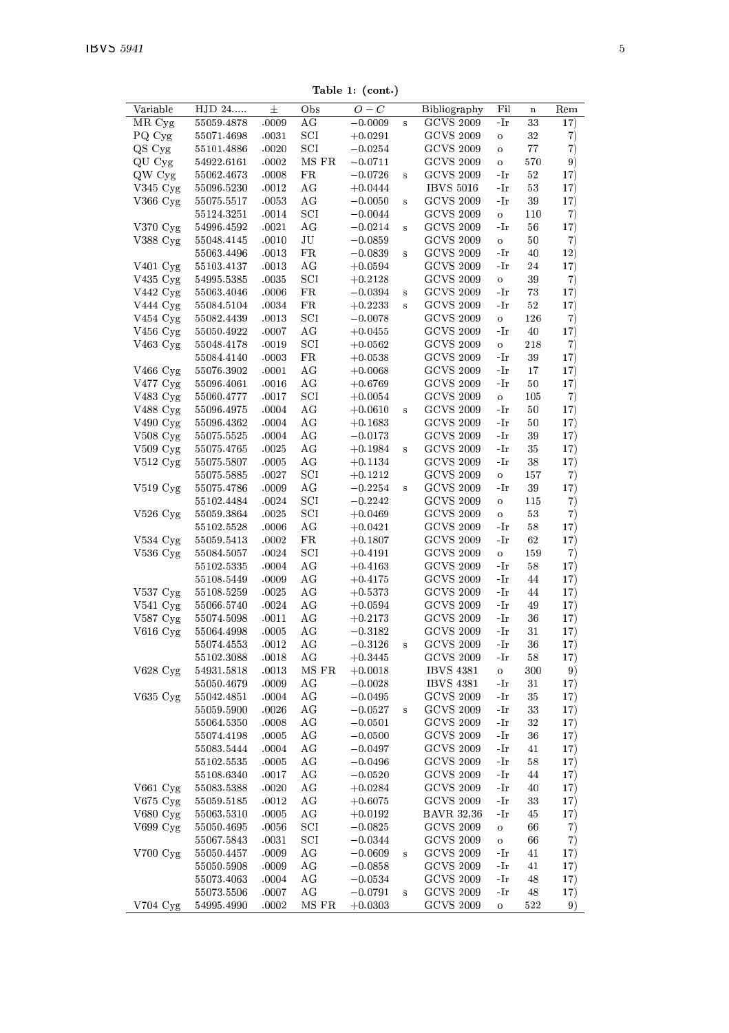**Table 1: (cont.)**

| Variable | HJD 24..... | ± | Obs | $O-C$ | | Bibliography | Fil | n | Rem |
|---|---|---|---|---|---|---|---|---|---|
| MR Cyg | 55059.4878 | .0009 | AG | −0.0009 | s | GCVS 2009 | -Ir | 33 | 17) |
| PQ Cyg | 55071.4698 | .0031 | SCI | +0.0291 | | GCVS 2009 | o | 32 | 7) |
| QS Cyg | 55101.4886 | .0020 | SCI | −0.0254 | | GCVS 2009 | o | 77 | 7) |
| QU Cyg | 54922.6161 | .0002 | MS FR | −0.0711 | | GCVS 2009 | o | 570 | 9) |
| QW Cyg | 55062.4673 | .0008 | FR | −0.0726 | s | GCVS 2009 | -Ir | 52 | 17) |
| V345 Cyg | 55096.5230 | .0012 | AG | +0.0444 | | IBVS 5016 | -Ir | 53 | 17) |
| V366 Cyg | 55075.5517 | .0053 | AG | −0.0050 | s | GCVS 2009 | -Ir | 39 | 17) |
| | 55124.3251 | .0014 | SCI | −0.0044 | | GCVS 2009 | o | 110 | 7) |
| V370 Cyg | 54996.4592 | .0021 | AG | −0.0214 | s | GCVS 2009 | -Ir | 56 | 17) |
| V388 Cyg | 55048.4145 | .0010 | JU | −0.0859 | | GCVS 2009 | o | 50 | 7) |
| | 55063.4496 | .0013 | FR | −0.0839 | s | GCVS 2009 | -Ir | 40 | 12) |
| V401 Cyg | 55103.4137 | .0013 | AG | +0.0594 | | GCVS 2009 | -Ir | 24 | 17) |
| V435 Cyg | 54995.5385 | .0035 | SCI | +0.2128 | | GCVS 2009 | o | 39 | 7) |
| V442 Cyg | 55063.4046 | .0006 | FR | −0.0394 | s | GCVS 2009 | -Ir | 73 | 17) |
| V444 Cyg | 55084.5104 | .0034 | FR | +0.2233 | s | GCVS 2009 | -Ir | 52 | 17) |
| V454 Cyg | 55082.4439 | .0013 | SCI | −0.0078 | | GCVS 2009 | o | 126 | 7) |
| V456 Cyg | 55050.4922 | .0007 | AG | +0.0455 | | GCVS 2009 | -Ir | 40 | 17) |
| V463 Cyg | 55048.4178 | .0019 | SCI | +0.0562 | | GCVS 2009 | o | 218 | 7) |
| | 55084.4140 | .0003 | FR | +0.0538 | | GCVS 2009 | -Ir | 39 | 17) |
| V466 Cyg | 55076.3902 | .0001 | AG | +0.0068 | | GCVS 2009 | -Ir | 17 | 17) |
| V477 Cyg | 55096.4061 | .0016 | AG | +0.6769 | | GCVS 2009 | -Ir | 50 | 17) |
| V483 Cyg | 55060.4777 | .0017 | SCI | +0.0054 | | GCVS 2009 | o | 105 | 7) |
| V488 Cyg | 55096.4975 | .0004 | AG | +0.0610 | s | GCVS 2009 | -Ir | 50 | 17) |
| V490 Cyg | 55096.4362 | .0004 | AG | +0.1683 | | GCVS 2009 | -Ir | 50 | 17) |
| V508 Cyg | 55075.5525 | .0004 | AG | −0.0173 | | GCVS 2009 | -Ir | 39 | 17) |
| V509 Cyg | 55075.4765 | .0025 | AG | +0.1984 | s | GCVS 2009 | -Ir | 35 | 17) |
| V512 Cyg | 55075.5807 | .0005 | AG | +0.1134 | | GCVS 2009 | -Ir | 38 | 17) |
| | 55075.5885 | .0027 | SCI | +0.1212 | | GCVS 2009 | o | 157 | 7) |
| V519 Cyg | 55075.4786 | .0009 | AG | −0.2254 | s | GCVS 2009 | -Ir | 39 | 17) |
| | 55102.4484 | .0024 | SCI | −0.2242 | | GCVS 2009 | o | 115 | 7) |
| V526 Cyg | 55059.3864 | .0025 | SCI | +0.0469 | | GCVS 2009 | o | 53 | 7) |
| | 55102.5528 | .0006 | AG | +0.0421 | | GCVS 2009 | -Ir | 58 | 17) |
| V534 Cyg | 55059.5413 | .0002 | FR | +0.1807 | | GCVS 2009 | -Ir | 62 | 17) |
| V536 Cyg | 55084.5057 | .0024 | SCI | +0.4191 | | GCVS 2009 | o | 159 | 7) |
| | 55102.5335 | .0004 | AG | +0.4163 | | GCVS 2009 | -Ir | 58 | 17) |
| | 55108.5449 | .0009 | AG | +0.4175 | | GCVS 2009 | -Ir | 44 | 17) |
| V537 Cyg | 55108.5259 | .0025 | AG | +0.5373 | | GCVS 2009 | -Ir | 44 | 17) |
| V541 Cyg | 55066.5740 | .0024 | AG | +0.0594 | | GCVS 2009 | -Ir | 49 | 17) |
| V587 Cyg | 55074.5098 | .0011 | AG | +0.2173 | | GCVS 2009 | -Ir | 36 | 17) |
| V616 Cyg | 55064.4998 | .0005 | AG | −0.3182 | | GCVS 2009 | -Ir | 31 | 17) |
| | 55074.4553 | .0012 | AG | −0.3126 | s | GCVS 2009 | -Ir | 36 | 17) |
| | 55102.3088 | .0018 | AG | +0.3445 | | GCVS 2009 | -Ir | 58 | 17) |
| V628 Cyg | 54931.5818 | .0013 | MS FR | +0.0018 | | IBVS 4381 | o | 300 | 9) |
| | 55050.4679 | .0009 | AG | −0.0028 | | IBVS 4381 | -Ir | 31 | 17) |
| V635 Cyg | 55042.4851 | .0004 | AG | −0.0495 | | GCVS 2009 | -Ir | 35 | 17) |
| | 55059.5900 | .0026 | AG | −0.0527 | s | GCVS 2009 | -Ir | 33 | 17) |
| | 55064.5350 | .0008 | AG | −0.0501 | | GCVS 2009 | -Ir | 32 | 17) |
| | 55074.4198 | .0005 | AG | −0.0500 | | GCVS 2009 | -Ir | 36 | 17) |
| | 55083.5444 | .0004 | AG | −0.0497 | | GCVS 2009 | -Ir | 41 | 17) |
| | 55102.5535 | .0005 | AG | −0.0496 | | GCVS 2009 | -Ir | 58 | 17) |
| | 55108.6340 | .0017 | AG | −0.0520 | | GCVS 2009 | -Ir | 44 | 17) |
| V661 Cyg | 55083.5388 | .0020 | AG | +0.0284 | | GCVS 2009 | -Ir | 40 | 17) |
| V675 Cyg | 55059.5185 | .0012 | AG | +0.6075 | | GCVS 2009 | -Ir | 33 | 17) |
| V680 Cyg | 55063.5310 | .0005 | AG | +0.0192 | | BAVR 32,36 | -Ir | 45 | 17) |
| V699 Cyg | 55050.4695 | .0056 | SCI | −0.0825 | | GCVS 2009 | o | 66 | 7) |
| | 55067.5843 | .0031 | SCI | −0.0344 | | GCVS 2009 | o | 66 | 7) |
| V700 Cyg | 55050.4457 | .0009 | AG | −0.0609 | s | GCVS 2009 | -Ir | 41 | 17) |
| | 55050.5908 | .0009 | AG | −0.0858 | | GCVS 2009 | -Ir | 41 | 17) |
| | 55073.4063 | .0004 | AG | −0.0534 | | GCVS 2009 | -Ir | 48 | 17) |
| | 55073.5506 | .0007 | AG | −0.0791 | s | GCVS 2009 | -Ir | 48 | 17) |
| V704 Cyg | 54995.4990 | .0002 | MS FR | +0.0303 | | GCVS 2009 | o | 522 | 9) |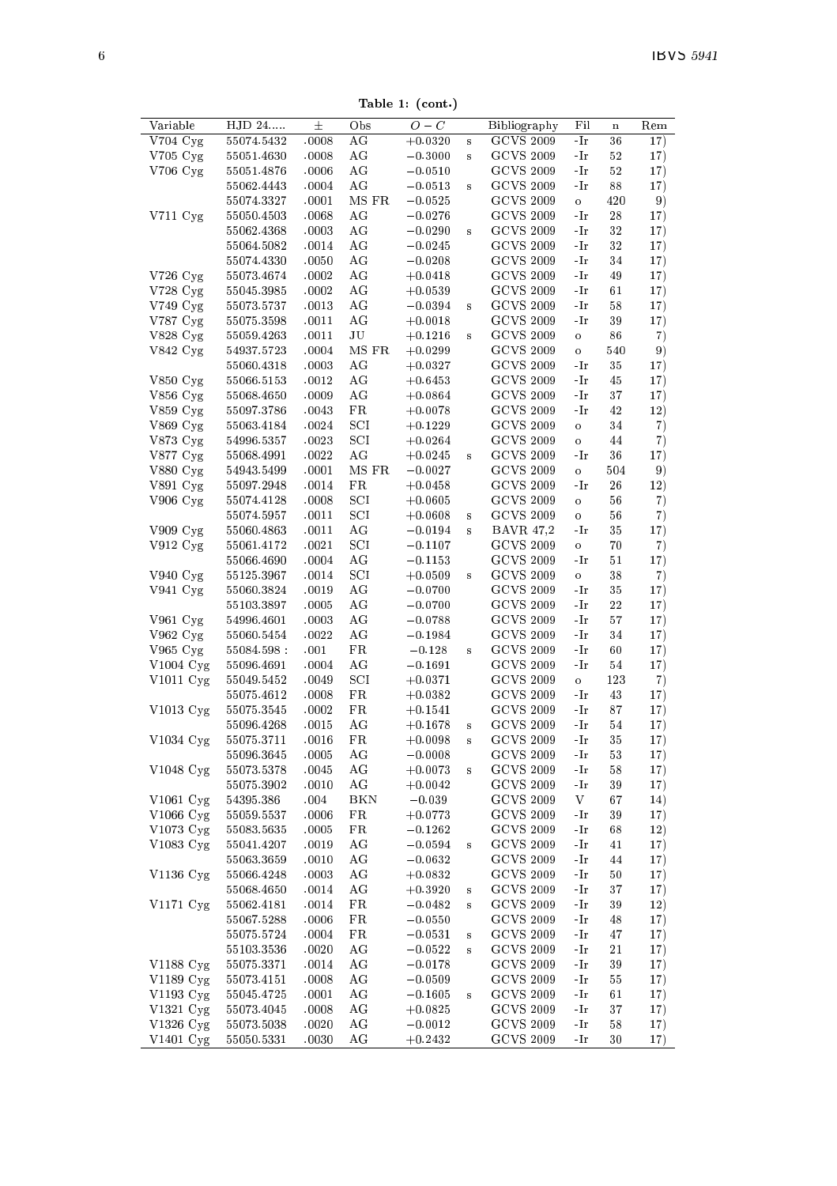**Table 1: (cont.)**

| Variable | HJD 24..... | ± | Obs | $O-C$ | | Bibliography | Fil | n | Rem |
|---|---|---|---|---|---|---|---|---|---|
| V704 Cyg | 55074.5432 | .0008 | AG | +0.0320 | s | GCVS 2009 | -Ir | 36 | 17) |
| V705 Cyg | 55051.4630 | .0008 | AG | −0.3000 | s | GCVS 2009 | -Ir | 52 | 17) |
| V706 Cyg | 55051.4876 | .0006 | AG | −0.0510 | | GCVS 2009 | -Ir | 52 | 17) |
| | 55062.4443 | .0004 | AG | −0.0513 | s | GCVS 2009 | -Ir | 88 | 17) |
| | 55074.3327 | .0001 | MS FR | −0.0525 | | GCVS 2009 | o | 420 | 9) |
| V711 Cyg | 55050.4503 | .0068 | AG | −0.0276 | | GCVS 2009 | -Ir | 28 | 17) |
| | 55062.4368 | .0003 | AG | −0.0290 | s | GCVS 2009 | -Ir | 32 | 17) |
| | 55064.5082 | .0014 | AG | −0.0245 | | GCVS 2009 | -Ir | 32 | 17) |
| | 55074.4330 | .0050 | AG | −0.0208 | | GCVS 2009 | -Ir | 34 | 17) |
| V726 Cyg | 55073.4674 | .0002 | AG | +0.0418 | | GCVS 2009 | -Ir | 49 | 17) |
| V728 Cyg | 55045.3985 | .0002 | AG | +0.0539 | | GCVS 2009 | -Ir | 61 | 17) |
| V749 Cyg | 55073.5737 | .0013 | AG | −0.0394 | s | GCVS 2009 | -Ir | 58 | 17) |
| V787 Cyg | 55075.3598 | .0011 | AG | +0.0018 | | GCVS 2009 | -Ir | 39 | 17) |
| V828 Cyg | 55059.4263 | .0011 | JU | +0.1216 | s | GCVS 2009 | o | 86 | 7) |
| V842 Cyg | 54937.5723 | .0004 | MS FR | +0.0299 | | GCVS 2009 | o | 540 | 9) |
| | 55060.4318 | .0003 | AG | +0.0327 | | GCVS 2009 | -Ir | 35 | 17) |
| V850 Cyg | 55066.5153 | .0012 | AG | +0.6453 | | GCVS 2009 | -Ir | 45 | 17) |
| V856 Cyg | 55068.4650 | .0009 | AG | +0.0864 | | GCVS 2009 | -Ir | 37 | 17) |
| V859 Cyg | 55097.3786 | .0043 | FR | +0.0078 | | GCVS 2009 | -Ir | 42 | 12) |
| V869 Cyg | 55063.4184 | .0024 | SCI | +0.1229 | | GCVS 2009 | o | 34 | 7) |
| V873 Cyg | 54996.5357 | .0023 | SCI | +0.0264 | | GCVS 2009 | o | 44 | 7) |
| V877 Cyg | 55068.4991 | .0022 | AG | +0.0245 | s | GCVS 2009 | -Ir | 36 | 17) |
| V880 Cyg | 54943.5499 | .0001 | MS FR | −0.0027 | | GCVS 2009 | o | 504 | 9) |
| V891 Cyg | 55097.2948 | .0014 | FR | +0.0458 | | GCVS 2009 | -Ir | 26 | 12) |
| V906 Cyg | 55074.4128 | .0008 | SCI | +0.0605 | | GCVS 2009 | o | 56 | 7) |
| | 55074.5957 | .0011 | SCI | +0.0608 | s | GCVS 2009 | o | 56 | 7) |
| V909 Cyg | 55060.4863 | .0011 | AG | −0.0194 | s | BAVR 47,2 | -Ir | 35 | 17) |
| V912 Cyg | 55061.4172 | .0021 | SCI | −0.1107 | | GCVS 2009 | o | 70 | 7) |
| | 55066.4690 | .0004 | AG | −0.1153 | | GCVS 2009 | -Ir | 51 | 17) |
| V940 Cyg | 55125.3967 | .0014 | SCI | +0.0509 | s | GCVS 2009 | o | 38 | 7) |
| V941 Cyg | 55060.3824 | .0019 | AG | −0.0700 | | GCVS 2009 | -Ir | 35 | 17) |
| | 55103.3897 | .0005 | AG | −0.0700 | | GCVS 2009 | -Ir | 22 | 17) |
| V961 Cyg | 54996.4601 | .0003 | AG | −0.0788 | | GCVS 2009 | -Ir | 57 | 17) |
| V962 Cyg | 55060.5454 | .0022 | AG | −0.1984 | | GCVS 2009 | -Ir | 34 | 17) |
| V965 Cyg | 55084.598 : | .001 | FR | −0.128 | s | GCVS 2009 | -Ir | 60 | 17) |
| V1004 Cyg | 55096.4691 | .0004 | AG | −0.1691 | | GCVS 2009 | -Ir | 54 | 17) |
| V1011 Cyg | 55049.5452 | .0049 | SCI | +0.0371 | | GCVS 2009 | o | 123 | 7) |
| | 55075.4612 | .0008 | FR | +0.0382 | | GCVS 2009 | -Ir | 43 | 17) |
| V1013 Cyg | 55075.3545 | .0002 | FR | +0.1541 | | GCVS 2009 | -Ir | 87 | 17) |
| | 55096.4268 | .0015 | AG | +0.1678 | s | GCVS 2009 | -Ir | 54 | 17) |
| V1034 Cyg | 55075.3711 | .0016 | FR | +0.0098 | s | GCVS 2009 | -Ir | 35 | 17) |
| | 55096.3645 | .0005 | AG | −0.0008 | | GCVS 2009 | -Ir | 53 | 17) |
| V1048 Cyg | 55073.5378 | .0045 | AG | +0.0073 | s | GCVS 2009 | -Ir | 58 | 17) |
| | 55075.3902 | .0010 | AG | +0.0042 | | GCVS 2009 | -Ir | 39 | 17) |
| V1061 Cyg | 54395.386 | .004 | BKN | −0.039 | | GCVS 2009 | V | 67 | 14) |
| V1066 Cyg | 55059.5537 | .0006 | FR | +0.0773 | | GCVS 2009 | -Ir | 39 | 17) |
| V1073 Cyg | 55083.5635 | .0005 | FR | −0.1262 | | GCVS 2009 | -Ir | 68 | 12) |
| V1083 Cyg | 55041.4207 | .0019 | AG | −0.0594 | s | GCVS 2009 | -Ir | 41 | 17) |
| | 55063.3659 | .0010 | AG | −0.0632 | | GCVS 2009 | -Ir | 44 | 17) |
| V1136 Cyg | 55066.4248 | .0003 | AG | +0.0832 | | GCVS 2009 | -Ir | 50 | 17) |
| | 55068.4650 | .0014 | AG | +0.3920 | s | GCVS 2009 | -Ir | 37 | 17) |
| V1171 Cyg | 55062.4181 | .0014 | FR | −0.0482 | s | GCVS 2009 | -Ir | 39 | 12) |
| | 55067.5288 | .0006 | FR | −0.0550 | | GCVS 2009 | -Ir | 48 | 17) |
| | 55075.5724 | .0004 | FR | −0.0531 | s | GCVS 2009 | -Ir | 47 | 17) |
| | 55103.3536 | .0020 | AG | −0.0522 | s | GCVS 2009 | -Ir | 21 | 17) |
| V1188 Cyg | 55075.3371 | .0014 | AG | −0.0178 | | GCVS 2009 | -Ir | 39 | 17) |
| V1189 Cyg | 55073.4151 | .0008 | AG | −0.0509 | | GCVS 2009 | -Ir | 55 | 17) |
| V1193 Cyg | 55045.4725 | .0001 | AG | −0.1605 | s | GCVS 2009 | -Ir | 61 | 17) |
| V1321 Cyg | 55073.4045 | .0008 | AG | +0.0825 | | GCVS 2009 | -Ir | 37 | 17) |
| V1326 Cyg | 55073.5038 | .0020 | AG | −0.0012 | | GCVS 2009 | -Ir | 58 | 17) |
| V1401 Cyg | 55050.5331 | .0030 | AG | +0.2432 | | GCVS 2009 | -Ir | 30 | 17) |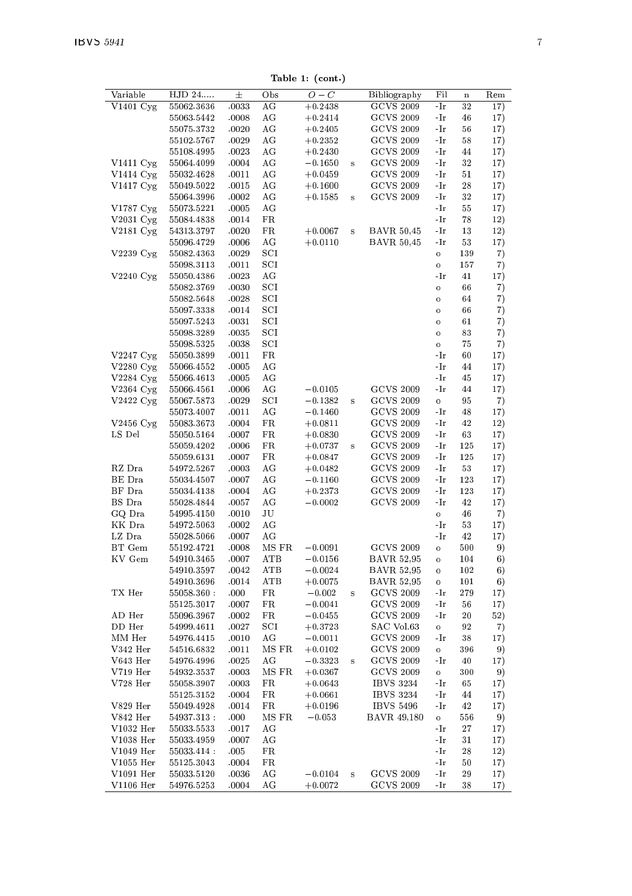**Table 1: (cont.)**

| Variable | HJD 24..... | ± | Obs | $O-C$ | | Bibliography | Fil | n | Rem |
|---|---|---|---|---|---|---|---|---|---|
| V1401 Cyg | 55062.3636 | .0033 | AG | +0.2438 | | GCVS 2009 | -Ir | 32 | 17) |
| | 55063.5442 | .0008 | AG | +0.2414 | | GCVS 2009 | -Ir | 46 | 17) |
| | 55075.3732 | .0020 | AG | +0.2405 | | GCVS 2009 | -Ir | 56 | 17) |
| | 55102.5767 | .0029 | AG | +0.2352 | | GCVS 2009 | -Ir | 58 | 17) |
| | 55108.4995 | .0023 | AG | +0.2430 | | GCVS 2009 | -Ir | 44 | 17) |
| V1411 Cyg | 55064.4099 | .0004 | AG | −0.1650 | s | GCVS 2009 | -Ir | 32 | 17) |
| V1414 Cyg | 55032.4628 | .0011 | AG | +0.0459 | | GCVS 2009 | -Ir | 51 | 17) |
| V1417 Cyg | 55049.5022 | .0015 | AG | +0.1600 | | GCVS 2009 | -Ir | 28 | 17) |
| | 55064.3996 | .0002 | AG | +0.1585 | s | GCVS 2009 | -Ir | 32 | 17) |
| V1787 Cyg | 55073.5221 | .0005 | AG | | | | -Ir | 55 | 17) |
| V2031 Cyg | 55084.4838 | .0014 | FR | | | | -Ir | 78 | 12) |
| V2181 Cyg | 54313.3797 | .0020 | FR | +0.0067 | s | BAVR 50,45 | -Ir | 13 | 12) |
| | 55096.4729 | .0006 | AG | +0.0110 | | BAVR 50,45 | -Ir | 53 | 17) |
| V2239 Cyg | 55082.4363 | .0029 | SCI | | | | o | 139 | 7) |
| | 55098.3113 | .0011 | SCI | | | | o | 157 | 7) |
| V2240 Cyg | 55050.4386 | .0023 | AG | | | | -Ir | 41 | 17) |
| | 55082.3769 | .0030 | SCI | | | | o | 66 | 7) |
| | 55082.5648 | .0028 | SCI | | | | o | 64 | 7) |
| | 55097.3338 | .0014 | SCI | | | | o | 66 | 7) |
| | 55097.5243 | .0031 | SCI | | | | o | 61 | 7) |
| | 55098.3289 | .0035 | SCI | | | | o | 83 | 7) |
| | 55098.5325 | .0038 | SCI | | | | o | 75 | 7) |
| V2247 Cyg | 55050.3899 | .0011 | FR | | | | -Ir | 60 | 17) |
| V2280 Cyg | 55066.4552 | .0005 | AG | | | | -Ir | 44 | 17) |
| V2284 Cyg | 55066.4613 | .0005 | AG | | | | -Ir | 45 | 17) |
| V2364 Cyg | 55066.4561 | .0006 | AG | −0.0105 | | GCVS 2009 | -Ir | 44 | 17) |
| V2422 Cyg | 55067.5873 | .0029 | SCI | −0.1382 | s | GCVS 2009 | o | 95 | 7) |
| | 55073.4007 | .0011 | AG | −0.1460 | | GCVS 2009 | -Ir | 48 | 17) |
| V2456 Cyg | 55083.3673 | .0004 | FR | +0.0811 | | GCVS 2009 | -Ir | 42 | 12) |
| LS Del | 55050.5164 | .0007 | FR | +0.0830 | | GCVS 2009 | -Ir | 63 | 17) |
| | 55059.4202 | .0006 | FR | +0.0737 | s | GCVS 2009 | -Ir | 125 | 17) |
| | 55059.6131 | .0007 | FR | +0.0847 | | GCVS 2009 | -Ir | 125 | 17) |
| RZ Dra | 54972.5267 | .0003 | AG | +0.0482 | | GCVS 2009 | -Ir | 53 | 17) |
| BE Dra | 55034.4507 | .0007 | AG | −0.1160 | | GCVS 2009 | -Ir | 123 | 17) |
| BF Dra | 55034.4138 | .0004 | AG | +0.2373 | | GCVS 2009 | -Ir | 123 | 17) |
| BS Dra | 55028.4844 | .0057 | AG | −0.0002 | | GCVS 2009 | -Ir | 42 | 17) |
| GQ Dra | 54995.4150 | .0010 | JU | | | | o | 46 | 7) |
| KK Dra | 54972.5063 | .0002 | AG | | | | -Ir | 53 | 17) |
| LZ Dra | 55028.5066 | .0007 | AG | | | | -Ir | 42 | 17) |
| BT Gem | 55192.4721 | .0008 | MS FR | −0.0091 | | GCVS 2009 | o | 500 | 9) |
| KV Gem | 54910.3465 | .0007 | ATB | −0.0156 | | BAVR 52,95 | o | 104 | 6) |
| | 54910.3597 | .0042 | ATB | −0.0024 | | BAVR 52,95 | o | 102 | 6) |
| | 54910.3696 | .0014 | ATB | +0.0075 | | BAVR 52,95 | o | 101 | 6) |
| TX Her | 55058.360 : | .000 | FR | −0.002 | s | GCVS 2009 | -Ir | 279 | 17) |
| | 55125.3017 | .0007 | FR | −0.0041 | | GCVS 2009 | -Ir | 56 | 17) |
| AD Her | 55096.3967 | .0002 | FR | −0.0455 | | GCVS 2009 | -Ir | 20 | 52) |
| DD Her | 54999.4611 | .0027 | SCI | +0.3723 | | SAC Vol.63 | o | 92 | 7) |
| MM Her | 54976.4415 | .0010 | AG | −0.0011 | | GCVS 2009 | -Ir | 38 | 17) |
| V342 Her | 54516.6832 | .0011 | MS FR | +0.0102 | | GCVS 2009 | o | 396 | 9) |
| V643 Her | 54976.4996 | .0025 | AG | −0.3323 | s | GCVS 2009 | -Ir | 40 | 17) |
| V719 Her | 54932.3537 | .0003 | MS FR | +0.0367 | | GCVS 2009 | o | 300 | 9) |
| V728 Her | 55058.3907 | .0003 | FR | +0.0643 | | IBVS 3234 | -Ir | 65 | 17) |
| | 55125.3152 | .0004 | FR | +0.0661 | | IBVS 3234 | -Ir | 44 | 17) |
| V829 Her | 55049.4928 | .0014 | FR | +0.0196 | | IBVS 5496 | -Ir | 42 | 17) |
| V842 Her | 54937.313 : | .000 | MS FR | −0.053 | | BAVR 49,180 | o | 556 | 9) |
| V1032 Her | 55033.5533 | .0017 | AG | | | | -Ir | 27 | 17) |
| V1038 Her | 55033.4959 | .0007 | AG | | | | -Ir | 31 | 17) |
| V1049 Her | 55033.414 : | .005 | FR | | | | -Ir | 28 | 12) |
| V1055 Her | 55125.3043 | .0004 | FR | | | | -Ir | 50 | 17) |
| V1091 Her | 55033.5120 | .0036 | AG | −0.0104 | s | GCVS 2009 | -Ir | 29 | 17) |
| V1106 Her | 54976.5253 | .0004 | AG | +0.0072 | | GCVS 2009 | -Ir | 38 | 17) |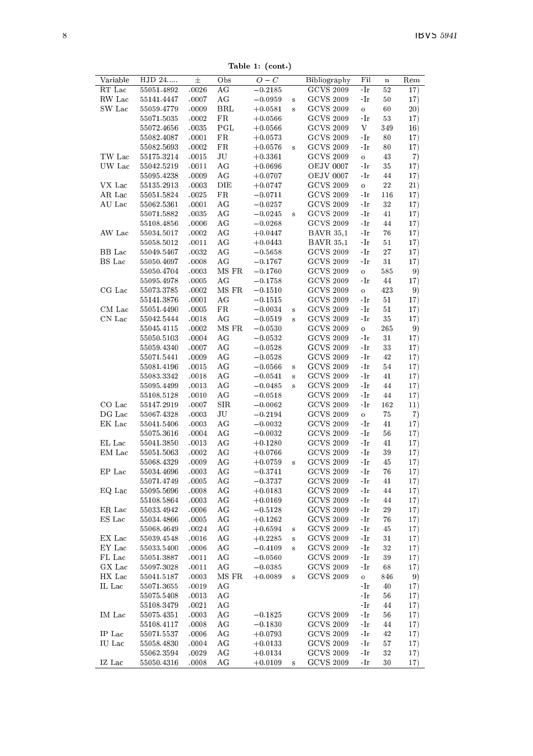**Table 1: (cont.)**

| Variable | HJD 24..... | ± | Obs | $O-C$ | | Bibliography | Fil | n | Rem |
|---|---|---|---|---|---|---|---|---|---|
| RT Lac | 55051.4892 | .0026 | AG | −0.2185 | | GCVS 2009 | -Ir | 52 | 17) |
| RW Lac | 55141.4447 | .0007 | AG | −0.0959 | s | GCVS 2009 | -Ir | 50 | 17) |
| SW Lac | 55059.4779 | .0009 | BRL | +0.0581 | s | GCVS 2009 | o | 60 | 20) |
| | 55071.5035 | .0002 | FR | +0.0566 | | GCVS 2009 | -Ir | 53 | 17) |
| | 55072.4656 | .0035 | PGL | +0.0566 | | GCVS 2009 | V | 349 | 16) |
| | 55082.4087 | .0001 | FR | +0.0573 | | GCVS 2009 | -Ir | 80 | 17) |
| | 55082.5693 | .0002 | FR | +0.0576 | s | GCVS 2009 | -Ir | 80 | 17) |
| TW Lac | 55175.3214 | .0015 | JU | +0.3361 | | GCVS 2009 | o | 43 | 7) |
| UW Lac | 55042.5219 | .0011 | AG | +0.0696 | | OEJV 0007 | -Ir | 35 | 17) |
| | 55095.4238 | .0009 | AG | +0.0707 | | OEJV 0007 | -Ir | 44 | 17) |
| VX Lac | 55135.2913 | .0003 | DIE | +0.0747 | | GCVS 2009 | o | 22 | 21) |
| AR Lac | 55051.5824 | .0025 | FR | −0.0711 | | GCVS 2009 | -Ir | 116 | 17) |
| AU Lac | 55062.5361 | .0001 | AG | −0.0257 | | GCVS 2009 | -Ir | 32 | 17) |
| | 55071.5882 | .0035 | AG | −0.0245 | s | GCVS 2009 | -Ir | 41 | 17) |
| | 55108.4856 | .0006 | AG | −0.0268 | | GCVS 2009 | -Ir | 44 | 17) |
| AW Lac | 55034.5017 | .0002 | AG | +0.0447 | | BAVR 35,1 | -Ir | 76 | 17) |
| | 55058.5012 | .0011 | AG | +0.0443 | | BAVR 35,1 | -Ir | 51 | 17) |
| BB Lac | 55049.5467 | .0032 | AG | −0.5658 | | GCVS 2009 | -Ir | 27 | 17) |
| BS Lac | 55050.4697 | .0008 | AG | −0.1767 | | GCVS 2009 | -Ir | 31 | 17) |
| | 55050.4704 | .0003 | MS FR | −0.1760 | | GCVS 2009 | o | 585 | 9) |
| | 55095.4978 | .0005 | AG | −0.1758 | | GCVS 2009 | -Ir | 44 | 17) |
| CG Lac | 55073.3785 | .0002 | MS FR | −0.1510 | | GCVS 2009 | o | 423 | 9) |
| | 55141.3876 | .0001 | AG | −0.1515 | | GCVS 2009 | -Ir | 51 | 17) |
| CM Lac | 55051.4490 | .0005 | FR | −0.0034 | s | GCVS 2009 | -Ir | 51 | 17) |
| CN Lac | 55042.5444 | .0018 | AG | −0.0519 | s | GCVS 2009 | -Ir | 35 | 17) |
| | 55045.4115 | .0002 | MS FR | −0.0530 | | GCVS 2009 | o | 265 | 9) |
| | 55050.5103 | .0004 | AG | −0.0532 | | GCVS 2009 | -Ir | 31 | 17) |
| | 55059.4340 | .0007 | AG | −0.0528 | | GCVS 2009 | -Ir | 33 | 17) |
| | 55071.5441 | .0009 | AG | −0.0528 | | GCVS 2009 | -Ir | 42 | 17) |
| | 55081.4196 | .0015 | AG | −0.0566 | s | GCVS 2009 | -Ir | 54 | 17) |
| | 55083.3342 | .0018 | AG | −0.0541 | s | GCVS 2009 | -Ir | 41 | 17) |
| | 55095.4499 | .0013 | AG | −0.0485 | s | GCVS 2009 | -Ir | 44 | 17) |
| | 55108.5128 | .0010 | AG | −0.0518 | | GCVS 2009 | -Ir | 44 | 17) |
| CO Lac | 55147.2919 | .0007 | SIR | −0.0062 | | GCVS 2009 | -Ir | 162 | 11) |
| DG Lac | 55067.4328 | .0003 | JU | −0.2194 | | GCVS 2009 | o | 75 | 7) |
| EK Lac | 55041.5406 | .0003 | AG | −0.0032 | | GCVS 2009 | -Ir | 41 | 17) |
| | 55075.3616 | .0004 | AG | −0.0032 | | GCVS 2009 | -Ir | 56 | 17) |
| EL Lac | 55041.3850 | .0013 | AG | +0.1280 | | GCVS 2009 | -Ir | 41 | 17) |
| EM Lac | 55051.5063 | .0002 | AG | +0.0766 | | GCVS 2009 | -Ir | 39 | 17) |
| | 55068.4329 | .0009 | AG | +0.0759 | s | GCVS 2009 | -Ir | 45 | 17) |
| EP Lac | 55034.4696 | .0003 | AG | −0.3741 | | GCVS 2009 | -Ir | 76 | 17) |
| | 55071.4749 | .0005 | AG | −0.3737 | | GCVS 2009 | -Ir | 41 | 17) |
| EQ Lac | 55095.5696 | .0008 | AG | +0.0183 | | GCVS 2009 | -Ir | 44 | 17) |
| | 55108.5864 | .0003 | AG | +0.0169 | | GCVS 2009 | -Ir | 44 | 17) |
| ER Lac | 55033.4942 | .0006 | AG | −0.5128 | | GCVS 2009 | -Ir | 29 | 17) |
| ES Lac | 55034.4866 | .0005 | AG | +0.1262 | | GCVS 2009 | -Ir | 76 | 17) |
| | 55068.4649 | .0024 | AG | +0.6594 | s | GCVS 2009 | -Ir | 45 | 17) |
| EX Lac | 55039.4548 | .0016 | AG | +0.2285 | s | GCVS 2009 | -Ir | 31 | 17) |
| EY Lac | 55033.5400 | .0006 | AG | −0.4109 | s | GCVS 2009 | -Ir | 32 | 17) |
| FL Lac | 55051.3887 | .0011 | AG | −0.0560 | | GCVS 2009 | -Ir | 39 | 17) |
| GX Lac | 55097.3028 | .0011 | AG | −0.0385 | | GCVS 2009 | -Ir | 68 | 17) |
| HX Lac | 55041.5187 | .0003 | MS FR | +0.0089 | s | GCVS 2009 | o | 846 | 9) |
| IL Lac | 55071.3655 | .0019 | AG | | | | -Ir | 40 | 17) |
| | 55075.5408 | .0013 | AG | | | | -Ir | 56 | 17) |
| | 55108.3479 | .0021 | AG | | | | -Ir | 44 | 17) |
| IM Lac | 55075.4351 | .0003 | AG | −0.1825 | | GCVS 2009 | -Ir | 56 | 17) |
| | 55108.4117 | .0008 | AG | −0.1830 | | GCVS 2009 | -Ir | 44 | 17) |
| IP Lac | 55071.5537 | .0006 | AG | +0.0793 | | GCVS 2009 | -Ir | 42 | 17) |
| IU Lac | 55058.4830 | .0004 | AG | +0.0133 | | GCVS 2009 | -Ir | 57 | 17) |
| | 55062.3594 | .0029 | AG | +0.0134 | | GCVS 2009 | -Ir | 32 | 17) |
| IZ Lac | 55050.4316 | .0008 | AG | +0.0109 | s | GCVS 2009 | -Ir | 30 | 17) |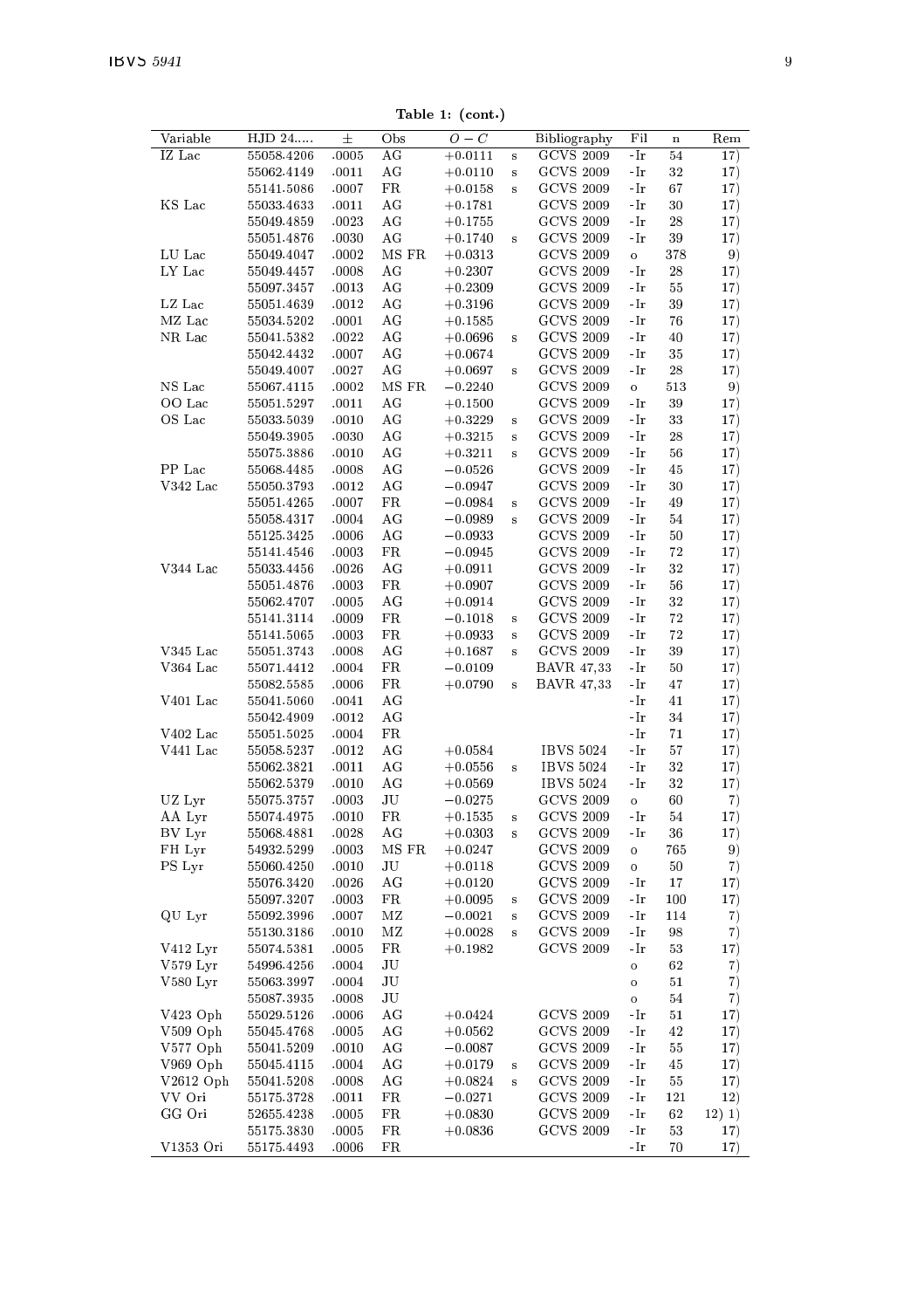**Table 1: (cont.)**

| Variable | HJD 24..... | ± | Obs | $O-C$ | | Bibliography | Fil | n | Rem |
|---|---|---|---|---|---|---|---|---|---|
| IZ Lac | 55058.4206 | .0005 | AG | +0.0111 | s | GCVS 2009 | -Ir | 54 | 17) |
| | 55062.4149 | .0011 | AG | +0.0110 | s | GCVS 2009 | -Ir | 32 | 17) |
| | 55141.5086 | .0007 | FR | +0.0158 | s | GCVS 2009 | -Ir | 67 | 17) |
| KS Lac | 55033.4633 | .0011 | AG | +0.1781 | | GCVS 2009 | -Ir | 30 | 17) |
| | 55049.4859 | .0023 | AG | +0.1755 | | GCVS 2009 | -Ir | 28 | 17) |
| | 55051.4876 | .0030 | AG | +0.1740 | s | GCVS 2009 | -Ir | 39 | 17) |
| LU Lac | 55049.4047 | .0002 | MS FR | +0.0313 | | GCVS 2009 | o | 378 | 9) |
| LY Lac | 55049.4457 | .0008 | AG | +0.2307 | | GCVS 2009 | -Ir | 28 | 17) |
| | 55097.3457 | .0013 | AG | +0.2309 | | GCVS 2009 | -Ir | 55 | 17) |
| LZ Lac | 55051.4639 | .0012 | AG | +0.3196 | | GCVS 2009 | -Ir | 39 | 17) |
| MZ Lac | 55034.5202 | .0001 | AG | +0.1585 | | GCVS 2009 | -Ir | 76 | 17) |
| NR Lac | 55041.5382 | .0022 | AG | +0.0696 | s | GCVS 2009 | -Ir | 40 | 17) |
| | 55042.4432 | .0007 | AG | +0.0674 | | GCVS 2009 | -Ir | 35 | 17) |
| | 55049.4007 | .0027 | AG | +0.0697 | s | GCVS 2009 | -Ir | 28 | 17) |
| NS Lac | 55067.4115 | .0002 | MS FR | −0.2240 | | GCVS 2009 | o | 513 | 9) |
| OO Lac | 55051.5297 | .0011 | AG | +0.1500 | | GCVS 2009 | -Ir | 39 | 17) |
| OS Lac | 55033.5039 | .0010 | AG | +0.3229 | s | GCVS 2009 | -Ir | 33 | 17) |
| | 55049.3905 | .0030 | AG | +0.3215 | s | GCVS 2009 | -Ir | 28 | 17) |
| | 55075.3886 | .0010 | AG | +0.3211 | s | GCVS 2009 | -Ir | 56 | 17) |
| PP Lac | 55068.4485 | .0008 | AG | −0.0526 | | GCVS 2009 | -Ir | 45 | 17) |
| V342 Lac | 55050.3793 | .0012 | AG | −0.0947 | | GCVS 2009 | -Ir | 30 | 17) |
| | 55051.4265 | .0007 | FR | −0.0984 | s | GCVS 2009 | -Ir | 49 | 17) |
| | 55058.4317 | .0004 | AG | −0.0989 | s | GCVS 2009 | -Ir | 54 | 17) |
| | 55125.3425 | .0006 | AG | −0.0933 | | GCVS 2009 | -Ir | 50 | 17) |
| | 55141.4546 | .0003 | FR | −0.0945 | | GCVS 2009 | -Ir | 72 | 17) |
| V344 Lac | 55033.4456 | .0026 | AG | +0.0911 | | GCVS 2009 | -Ir | 32 | 17) |
| | 55051.4876 | .0003 | FR | +0.0907 | | GCVS 2009 | -Ir | 56 | 17) |
| | 55062.4707 | .0005 | AG | +0.0914 | s | GCVS 2009 | -Ir | 32 | 17) |
| | 55141.3114 | .0009 | FR | −0.1018 | s | GCVS 2009 | -Ir | 72 | 17) |
| | 55141.5065 | .0003 | FR | +0.0933 | s | GCVS 2009 | -Ir | 72 | 17) |
| V345 Lac | 55051.3743 | .0008 | AG | +0.1687 | s | GCVS 2009 | -Ir | 39 | 17) |
| V364 Lac | 55071.4412 | .0004 | FR | −0.0109 | | BAVR 47,33 | -Ir | 50 | 17) |
| | 55082.5585 | .0006 | FR | +0.0790 | s | BAVR 47,33 | -Ir | 47 | 17) |
| V401 Lac | 55041.5060 | .0041 | AG | | | | -Ir | 41 | 17) |
| | 55042.4909 | .0012 | AG | | | | -Ir | 34 | 17) |
| V402 Lac | 55051.5025 | .0004 | FR | | | | -Ir | 71 | 17) |
| V441 Lac | 55058.5237 | .0012 | AG | +0.0584 | | IBVS 5024 | -Ir | 57 | 17) |
| | 55062.3821 | .0011 | AG | +0.0556 | s | IBVS 5024 | -Ir | 32 | 17) |
| | 55062.5379 | .0010 | AG | +0.0569 | | IBVS 5024 | -Ir | 32 | 17) |
| UZ Lyr | 55075.3757 | .0003 | JU | −0.0275 | | GCVS 2009 | o | 60 | 7) |
| AA Lyr | 55074.4975 | .0010 | FR | +0.1535 | s | GCVS 2009 | -Ir | 54 | 17) |
| BV Lyr | 55068.4881 | .0028 | AG | +0.0303 | s | GCVS 2009 | -Ir | 36 | 17) |
| FH Lyr | 54932.5299 | .0003 | MS FR | +0.0247 | | GCVS 2009 | o | 765 | 9) |
| PS Lyr | 55060.4250 | .0010 | JU | +0.0118 | | GCVS 2009 | o | 50 | 7) |
| | 55076.3420 | .0026 | AG | +0.0120 | | GCVS 2009 | -Ir | 17 | 17) |
| | 55097.3207 | .0003 | FR | +0.0095 | s | GCVS 2009 | -Ir | 100 | 17) |
| QU Lyr | 55092.3996 | .0007 | MZ | −0.0021 | s | GCVS 2009 | -Ir | 114 | 7) |
| | 55130.3186 | .0010 | MZ | +0.0028 | s | GCVS 2009 | -Ir | 98 | 7) |
| V412 Lyr | 55074.5381 | .0005 | FR | +0.1982 | | GCVS 2009 | -Ir | 53 | 17) |
| V579 Lyr | 54996.4256 | .0004 | JU | | | | o | 62 | 7) |
| V580 Lyr | 55063.3997 | .0004 | JU | | | | o | 51 | 7) |
| | 55087.3935 | .0008 | JU | | | | o | 54 | 7) |
| V423 Oph | 55029.5126 | .0006 | AG | +0.0424 | | GCVS 2009 | -Ir | 51 | 17) |
| V509 Oph | 55045.4768 | .0005 | AG | +0.0562 | | GCVS 2009 | -Ir | 42 | 17) |
| V577 Oph | 55041.5209 | .0010 | AG | −0.0087 | | GCVS 2009 | -Ir | 55 | 17) |
| V969 Oph | 55045.4115 | .0004 | AG | +0.0179 | s | GCVS 2009 | -Ir | 45 | 17) |
| V2612 Oph | 55041.5208 | .0008 | AG | +0.0824 | s | GCVS 2009 | -Ir | 55 | 17) |
| VV Ori | 55175.3728 | .0011 | FR | −0.0271 | | GCVS 2009 | -Ir | 121 | 12) |
| GG Ori | 52655.4238 | .0005 | FR | +0.0830 | | GCVS 2009 | -Ir | 62 | 12) 1) |
| | 55175.3830 | .0005 | FR | +0.0836 | | GCVS 2009 | -Ir | 53 | 17) |
| V1353 Ori | 55175.4493 | .0006 | FR | | | | -Ir | 70 | 17) |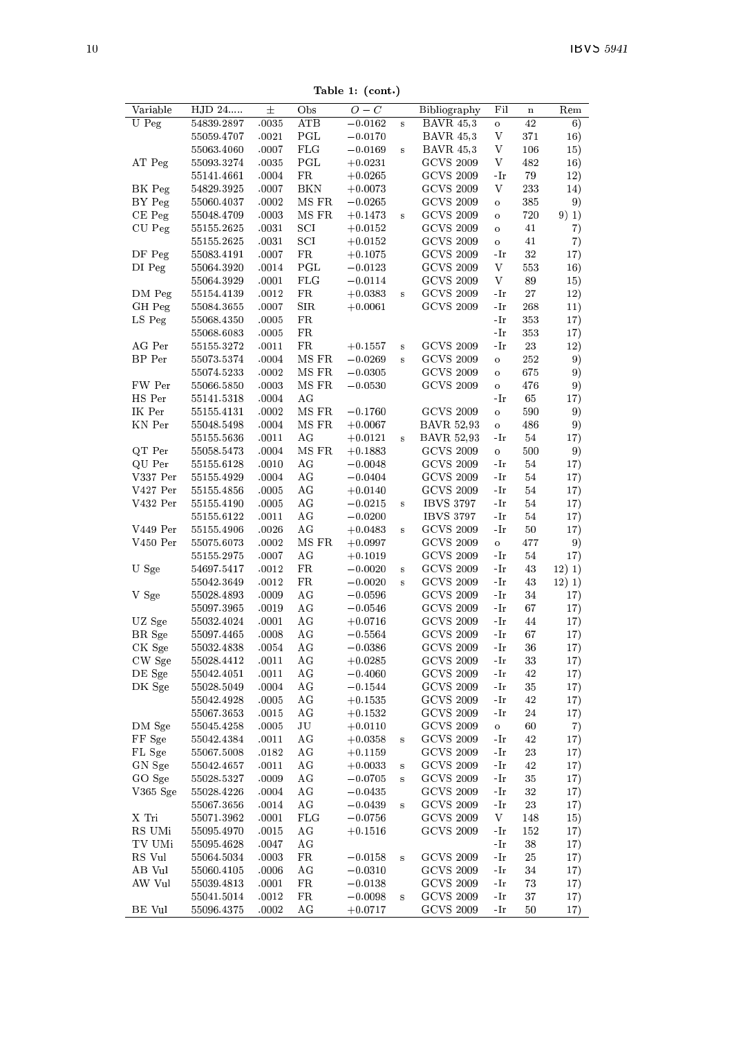**Table 1: (cont.)**

| Variable | HJD 24..... | ± | Obs | $O-C$ | | Bibliography | Fil | n | Rem |
|---|---|---|---|---|---|---|---|---|---|
| U Peg | 54839.2897 | .0035 | ATB | −0.0162 | s | BAVR 45,3 | o | 42 | 6) |
| | 55059.4707 | .0021 | PGL | −0.0170 | | BAVR 45,3 | V | 371 | 16) |
| | 55063.4060 | .0007 | FLG | −0.0169 | s | BAVR 45,3 | V | 106 | 15) |
| AT Peg | 55093.3274 | .0035 | PGL | +0.0231 | | GCVS 2009 | V | 482 | 16) |
| | 55141.4661 | .0004 | FR | +0.0265 | | GCVS 2009 | -Ir | 79 | 12) |
| BK Peg | 54829.3925 | .0007 | BKN | +0.0073 | | GCVS 2009 | V | 233 | 14) |
| BY Peg | 55060.4037 | .0002 | MS FR | −0.0265 | | GCVS 2009 | o | 385 | 9) |
| CE Peg | 55048.4709 | .0003 | MS FR | +0.1473 | s | GCVS 2009 | o | 720 | 9) 1) |
| CU Peg | 55155.2625 | .0031 | SCI | +0.0152 | | GCVS 2009 | o | 41 | 7) |
| | 55155.2625 | .0031 | SCI | +0.0152 | | GCVS 2009 | o | 41 | 7) |
| DF Peg | 55083.4191 | .0007 | FR | +0.1075 | | GCVS 2009 | -Ir | 32 | 17) |
| DI Peg | 55064.3920 | .0014 | PGL | −0.0123 | | GCVS 2009 | V | 553 | 16) |
| | 55064.3929 | .0001 | FLG | −0.0114 | | GCVS 2009 | V | 89 | 15) |
| DM Peg | 55154.4139 | .0012 | FR | +0.0383 | s | GCVS 2009 | -Ir | 27 | 12) |
| GH Peg | 55084.3655 | .0007 | SIR | +0.0061 | | GCVS 2009 | -Ir | 268 | 11) |
| LS Peg | 55068.4350 | .0005 | FR | | | | -Ir | 353 | 17) |
| | 55068.6083 | .0005 | FR | | | | -Ir | 353 | 17) |
| AG Per | 55155.3272 | .0011 | FR | +0.1557 | s | GCVS 2009 | -Ir | 23 | 12) |
| BP Per | 55073.5374 | .0004 | MS FR | −0.0269 | s | GCVS 2009 | o | 252 | 9) |
| | 55074.5233 | .0002 | MS FR | −0.0305 | | GCVS 2009 | o | 675 | 9) |
| FW Per | 55066.5850 | .0003 | MS FR | −0.0530 | | GCVS 2009 | o | 476 | 9) |
| HS Per | 55141.5318 | .0004 | AG | | | | -Ir | 65 | 17) |
| IK Per | 55155.4131 | .0002 | MS FR | −0.1760 | | GCVS 2009 | o | 590 | 9) |
| KN Per | 55048.5498 | .0004 | MS FR | +0.0067 | | BAVR 52,93 | o | 486 | 9) |
| | 55155.5636 | .0011 | AG | +0.0121 | s | BAVR 52,93 | -Ir | 54 | 17) |
| QT Per | 55058.5473 | .0004 | MS FR | +0.1883 | | GCVS 2009 | o | 500 | 9) |
| QU Per | 55155.6128 | .0010 | AG | −0.0048 | | GCVS 2009 | -Ir | 54 | 17) |
| V337 Per | 55155.4929 | .0004 | AG | −0.0404 | | GCVS 2009 | -Ir | 54 | 17) |
| V427 Per | 55155.4856 | .0005 | AG | +0.0140 | | GCVS 2009 | -Ir | 54 | 17) |
| V432 Per | 55155.4190 | .0005 | AG | −0.0215 | s | IBVS 3797 | -Ir | 54 | 17) |
| | 55155.6122 | .0011 | AG | −0.0200 | | IBVS 3797 | -Ir | 54 | 17) |
| V449 Per | 55155.4906 | .0026 | AG | +0.0483 | s | GCVS 2009 | -Ir | 50 | 17) |
| V450 Per | 55075.6073 | .0002 | MS FR | +0.0997 | | GCVS 2009 | o | 477 | 9) |
| | 55155.2975 | .0007 | AG | +0.1019 | | GCVS 2009 | -Ir | 54 | 17) |
| U Sge | 54697.5417 | .0012 | FR | −0.0020 | s | GCVS 2009 | -Ir | 43 | 12) 1) |
| | 55042.3649 | .0012 | FR | −0.0020 | s | GCVS 2009 | -Ir | 43 | 12) 1) |
| V Sge | 55028.4893 | .0009 | AG | −0.0596 | | GCVS 2009 | -Ir | 34 | 17) |
| | 55097.3965 | .0019 | AG | −0.0546 | | GCVS 2009 | -Ir | 67 | 17) |
| UZ Sge | 55032.4024 | .0001 | AG | +0.0716 | | GCVS 2009 | -Ir | 44 | 17) |
| BR Sge | 55097.4465 | .0008 | AG | −0.5564 | | GCVS 2009 | -Ir | 67 | 17) |
| CK Sge | 55032.4838 | .0054 | AG | −0.0386 | | GCVS 2009 | -Ir | 36 | 17) |
| CW Sge | 55028.4412 | .0011 | AG | +0.0285 | | GCVS 2009 | -Ir | 33 | 17) |
| DE Sge | 55042.4051 | .0011 | AG | −0.4060 | | GCVS 2009 | -Ir | 42 | 17) |
| DK Sge | 55028.5049 | .0004 | AG | −0.1544 | | GCVS 2009 | -Ir | 35 | 17) |
| | 55042.4928 | .0005 | AG | +0.1535 | | GCVS 2009 | -Ir | 42 | 17) |
| | 55067.3653 | .0015 | AG | +0.1532 | | GCVS 2009 | -Ir | 24 | 17) |
| DM Sge | 55045.4258 | .0005 | JU | +0.0110 | | GCVS 2009 | o | 60 | 7) |
| FF Sge | 55042.4384 | .0011 | AG | +0.0358 | s | GCVS 2009 | -Ir | 42 | 17) |
| FL Sge | 55067.5008 | .0182 | AG | +0.1159 | | GCVS 2009 | -Ir | 23 | 17) |
| GN Sge | 55042.4657 | .0011 | AG | +0.0033 | s | GCVS 2009 | -Ir | 42 | 17) |
| GO Sge | 55028.5327 | .0009 | AG | −0.0705 | s | GCVS 2009 | -Ir | 35 | 17) |
| V365 Sge | 55028.4226 | .0004 | AG | −0.0435 | | GCVS 2009 | -Ir | 32 | 17) |
| | 55067.3656 | .0014 | AG | −0.0439 | s | GCVS 2009 | -Ir | 23 | 17) |
| X Tri | 55071.3962 | .0001 | FLG | −0.0756 | | GCVS 2009 | V | 148 | 15) |
| RS UMi | 55095.4970 | .0015 | AG | +0.1516 | | GCVS 2009 | -Ir | 152 | 17) |
| TV UMi | 55095.4628 | .0047 | AG | | | | -Ir | 38 | 17) |
| RS Vul | 55064.5034 | .0003 | FR | −0.0158 | s | GCVS 2009 | -Ir | 25 | 17) |
| AB Vul | 55060.4105 | .0006 | AG | −0.0310 | | GCVS 2009 | -Ir | 34 | 17) |
| AW Vul | 55039.4813 | .0001 | FR | −0.0138 | | GCVS 2009 | -Ir | 73 | 17) |
| | 55041.5014 | .0012 | FR | −0.0098 | s | GCVS 2009 | -Ir | 37 | 17) |
| BE Vul | 55096.4375 | .0002 | AG | +0.0717 | | GCVS 2009 | -Ir | 50 | 17) |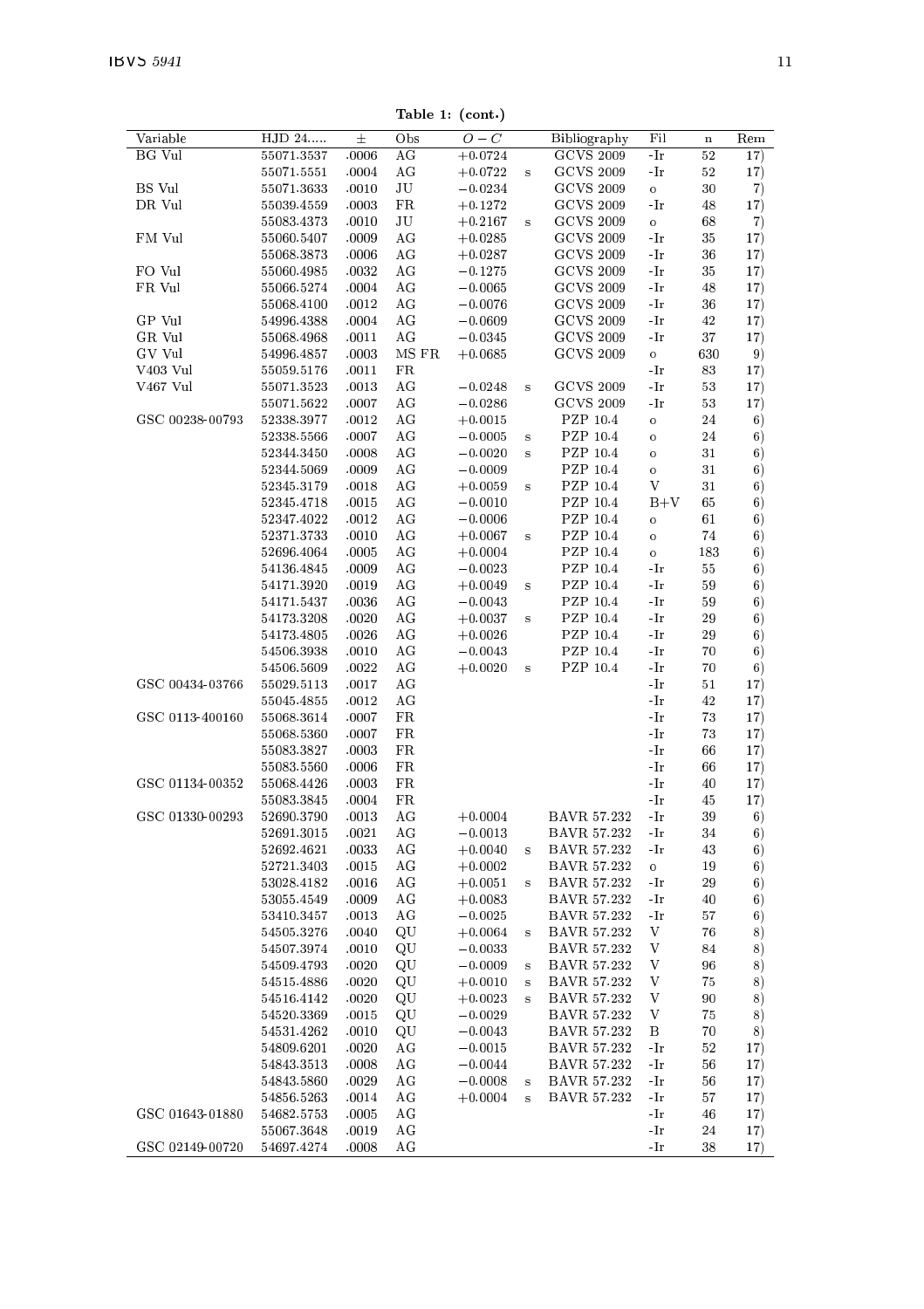**Table 1: (cont.)**

| Variable | HJD 24..... | ± | Obs | O − C | | Bibliography | Fil | n | Rem |
|---|---|---|---|---|---|---|---|---|---|
| BG Vul | 55071.3537 | .0006 | AG | +0.0724 | | GCVS 2009 | -Ir | 52 | 17) |
| | 55071.5551 | .0004 | AG | +0.0722 | s | GCVS 2009 | -Ir | 52 | 17) |
| BS Vul | 55071.3633 | .0010 | JU | −0.0234 | | GCVS 2009 | o | 30 | 7) |
| DR Vul | 55039.4559 | .0003 | FR | +0.1272 | | GCVS 2009 | -Ir | 48 | 17) |
| | 55083.4373 | .0010 | JU | +0.2167 | s | GCVS 2009 | o | 68 | 7) |
| FM Vul | 55060.5407 | .0009 | AG | +0.0285 | | GCVS 2009 | -Ir | 35 | 17) |
| | 55068.3873 | .0006 | AG | +0.0287 | | GCVS 2009 | -Ir | 36 | 17) |
| FO Vul | 55060.4985 | .0032 | AG | −0.1275 | | GCVS 2009 | -Ir | 35 | 17) |
| FR Vul | 55066.5274 | .0004 | AG | −0.0065 | | GCVS 2009 | -Ir | 48 | 17) |
| | 55068.4100 | .0012 | AG | −0.0076 | | GCVS 2009 | -Ir | 36 | 17) |
| GP Vul | 54996.4388 | .0004 | AG | −0.0609 | | GCVS 2009 | -Ir | 42 | 17) |
| GR Vul | 55068.4968 | .0011 | AG | −0.0345 | | GCVS 2009 | -Ir | 37 | 17) |
| GV Vul | 54996.4857 | .0003 | MS FR | +0.0685 | | GCVS 2009 | o | 630 | 9) |
| V403 Vul | 55059.5176 | .0011 | FR | | | | -Ir | 83 | 17) |
| V467 Vul | 55071.3523 | .0013 | AG | −0.0248 | s | GCVS 2009 | -Ir | 53 | 17) |
| | 55071.5622 | .0007 | AG | −0.0286 | | GCVS 2009 | -Ir | 53 | 17) |
| GSC 00238-00793 | 52338.3977 | .0012 | AG | +0.0015 | | PZP 10.4 | o | 24 | 6) |
| | 52338.5566 | .0007 | AG | −0.0005 | s | PZP 10.4 | o | 24 | 6) |
| | 52344.3450 | .0008 | AG | −0.0020 | s | PZP 10.4 | o | 31 | 6) |
| | 52344.5069 | .0009 | AG | −0.0009 | | PZP 10.4 | o | 31 | 6) |
| | 52345.3179 | .0018 | AG | +0.0059 | s | PZP 10.4 | V | 31 | 6) |
| | 52345.4718 | .0015 | AG | −0.0010 | | PZP 10.4 | B+V | 65 | 6) |
| | 52347.4022 | .0012 | AG | −0.0006 | | PZP 10.4 | o | 61 | 6) |
| | 52371.3733 | .0010 | AG | +0.0067 | s | PZP 10.4 | o | 74 | 6) |
| | 52696.4064 | .0005 | AG | +0.0004 | | PZP 10.4 | o | 183 | 6) |
| | 54136.4845 | .0009 | AG | −0.0023 | | PZP 10.4 | -Ir | 55 | 6) |
| | 54171.3920 | .0019 | AG | +0.0049 | s | PZP 10.4 | -Ir | 59 | 6) |
| | 54171.5437 | .0036 | AG | −0.0043 | | PZP 10.4 | -Ir | 59 | 6) |
| | 54173.3208 | .0020 | AG | +0.0037 | s | PZP 10.4 | -Ir | 29 | 6) |
| | 54173.4805 | .0026 | AG | +0.0026 | | PZP 10.4 | -Ir | 29 | 6) |
| | 54506.3938 | .0010 | AG | −0.0043 | | PZP 10.4 | -Ir | 70 | 6) |
| | 54506.5609 | .0022 | AG | +0.0020 | s | PZP 10.4 | -Ir | 70 | 6) |
| GSC 00434-03766 | 55029.5113 | .0017 | AG | | | | -Ir | 51 | 17) |
| | 55045.4855 | .0012 | AG | | | | -Ir | 42 | 17) |
| GSC 0113-400160 | 55068.3614 | .0007 | FR | | | | -Ir | 73 | 17) |
| | 55068.5360 | .0007 | FR | | | | -Ir | 73 | 17) |
| | 55083.3827 | .0003 | FR | | | | -Ir | 66 | 17) |
| | 55083.5560 | .0006 | FR | | | | -Ir | 66 | 17) |
| GSC 01134-00352 | 55068.4426 | .0003 | FR | | | | -Ir | 40 | 17) |
| | 55083.3845 | .0004 | FR | | | | -Ir | 45 | 17) |
| GSC 01330-00293 | 52690.3790 | .0013 | AG | +0.0004 | | BAVR 57.232 | -Ir | 39 | 6) |
| | 52691.3015 | .0021 | AG | −0.0013 | | BAVR 57.232 | -Ir | 34 | 6) |
| | 52692.4621 | .0033 | AG | +0.0040 | s | BAVR 57.232 | -Ir | 43 | 6) |
| | 52721.3403 | .0015 | AG | +0.0002 | | BAVR 57.232 | o | 19 | 6) |
| | 53028.4182 | .0016 | AG | +0.0051 | s | BAVR 57.232 | -Ir | 29 | 6) |
| | 53055.4549 | .0009 | AG | +0.0083 | | BAVR 57.232 | -Ir | 40 | 6) |
| | 53410.3457 | .0013 | AG | −0.0025 | | BAVR 57.232 | -Ir | 57 | 6) |
| | 54505.3276 | .0040 | QU | +0.0064 | s | BAVR 57.232 | V | 76 | 8) |
| | 54507.3974 | .0010 | QU | −0.0033 | | BAVR 57.232 | V | 84 | 8) |
| | 54509.4793 | .0020 | QU | −0.0009 | s | BAVR 57.232 | V | 96 | 8) |
| | 54515.4886 | .0020 | QU | +0.0010 | s | BAVR 57.232 | V | 75 | 8) |
| | 54516.4142 | .0020 | QU | +0.0023 | s | BAVR 57.232 | V | 90 | 8) |
| | 54520.3369 | .0015 | QU | −0.0029 | | BAVR 57.232 | V | 75 | 8) |
| | 54531.4262 | .0010 | QU | −0.0043 | | BAVR 57.232 | B | 70 | 8) |
| | 54809.6201 | .0020 | AG | −0.0015 | | BAVR 57.232 | -Ir | 52 | 17) |
| | 54843.3513 | .0008 | AG | −0.0044 | | BAVR 57.232 | -Ir | 56 | 17) |
| | 54843.5860 | .0029 | AG | −0.0008 | s | BAVR 57.232 | -Ir | 56 | 17) |
| | 54856.5263 | .0014 | AG | +0.0004 | s | BAVR 57.232 | -Ir | 57 | 17) |
| GSC 01643-01880 | 54682.5753 | .0005 | AG | | | | -Ir | 46 | 17) |
| | 55067.3648 | .0019 | AG | | | | -Ir | 24 | 17) |
| GSC 02149-00720 | 54697.4274 | .0008 | AG | | | | -Ir | 38 | 17) |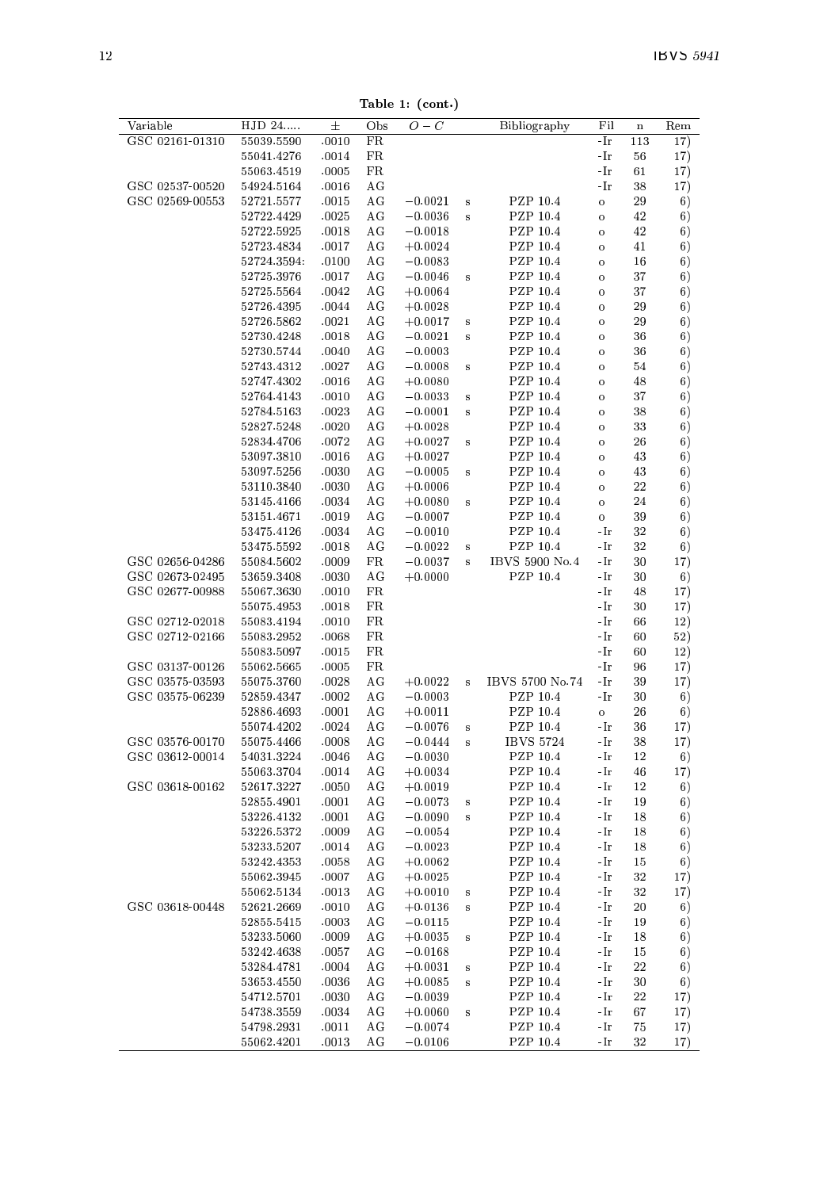**Table 1: (cont.)**

| Variable | HJD 24..... | ± | Obs | $O-C$ | | Bibliography | Fil | n | Rem |
|---|---|---|---|---|---|---|---|---|---|
| GSC 02161-01310 | 55039.5590 | .0010 | FR | | | | -Ir | 113 | 17) |
| | 55041.4276 | .0014 | FR | | | | -Ir | 56 | 17) |
| | 55063.4519 | .0005 | FR | | | | -Ir | 61 | 17) |
| GSC 02537-00520 | 54924.5164 | .0016 | AG | | | | -Ir | 38 | 17) |
| GSC 02569-00553 | 52721.5577 | .0015 | AG | $-0.0021$ | s | PZP 10.4 | o | 29 | 6) |
| | 52722.4429 | .0025 | AG | $-0.0036$ | s | PZP 10.4 | o | 42 | 6) |
| | 52722.5925 | .0018 | AG | $-0.0018$ | | PZP 10.4 | o | 42 | 6) |
| | 52723.4834 | .0017 | AG | $+0.0024$ | | PZP 10.4 | o | 41 | 6) |
| | 52724.3594: | .0100 | AG | $-0.0083$ | | PZP 10.4 | o | 16 | 6) |
| | 52725.3976 | .0017 | AG | $-0.0046$ | s | PZP 10.4 | o | 37 | 6) |
| | 52725.5564 | .0042 | AG | $+0.0064$ | | PZP 10.4 | o | 37 | 6) |
| | 52726.4395 | .0044 | AG | $+0.0028$ | | PZP 10.4 | o | 29 | 6) |
| | 52726.5862 | .0021 | AG | $+0.0017$ | s | PZP 10.4 | o | 29 | 6) |
| | 52730.4248 | .0018 | AG | $-0.0021$ | s | PZP 10.4 | o | 36 | 6) |
| | 52730.5744 | .0040 | AG | $-0.0003$ | | PZP 10.4 | o | 36 | 6) |
| | 52743.4312 | .0027 | AG | $-0.0008$ | s | PZP 10.4 | o | 54 | 6) |
| | 52747.4302 | .0016 | AG | $+0.0080$ | | PZP 10.4 | o | 48 | 6) |
| | 52764.4143 | .0010 | AG | $-0.0033$ | s | PZP 10.4 | o | 37 | 6) |
| | 52784.5163 | .0023 | AG | $-0.0001$ | s | PZP 10.4 | o | 38 | 6) |
| | 52827.5248 | .0020 | AG | $+0.0028$ | | PZP 10.4 | o | 33 | 6) |
| | 52834.4706 | .0072 | AG | $+0.0027$ | s | PZP 10.4 | o | 26 | 6) |
| | 53097.3810 | .0016 | AG | $+0.0027$ | | PZP 10.4 | o | 43 | 6) |
| | 53097.5256 | .0030 | AG | $-0.0005$ | s | PZP 10.4 | o | 43 | 6) |
| | 53110.3840 | .0030 | AG | $+0.0006$ | | PZP 10.4 | o | 22 | 6) |
| | 53145.4166 | .0034 | AG | $+0.0080$ | s | PZP 10.4 | o | 24 | 6) |
| | 53151.4671 | .0019 | AG | $-0.0007$ | | PZP 10.4 | o | 39 | 6) |
| | 53475.4126 | .0034 | AG | $-0.0010$ | | PZP 10.4 | -Ir | 32 | 6) |
| | 53475.5592 | .0018 | AG | $-0.0022$ | s | PZP 10.4 | -Ir | 32 | 6) |
| GSC 02656-04286 | 55084.5602 | .0009 | FR | $-0.0037$ | s | IBVS 5900 No.4 | -Ir | 30 | 17) |
| GSC 02673-02495 | 53659.3408 | .0030 | AG | $+0.0000$ | | PZP 10.4 | -Ir | 30 | 6) |
| GSC 02677-00988 | 55067.3630 | .0010 | FR | | | | -Ir | 48 | 17) |
| | 55075.4953 | .0018 | FR | | | | -Ir | 30 | 17) |
| GSC 02712-02018 | 55083.4194 | .0010 | FR | | | | -Ir | 66 | 12) |
| GSC 02712-02166 | 55083.2952 | .0068 | FR | | | | -Ir | 60 | 52) |
| | 55083.5097 | .0015 | FR | | | | -Ir | 60 | 12) |
| GSC 03137-00126 | 55062.5665 | .0005 | FR | | | | -Ir | 96 | 17) |
| GSC 03575-03593 | 55075.3760 | .0028 | AG | $+0.0022$ | s | IBVS 5700 No.74 | -Ir | 39 | 17) |
| GSC 03575-06239 | 52859.4347 | .0002 | AG | $-0.0003$ | | PZP 10.4 | -Ir | 30 | 6) |
| | 52886.4693 | .0001 | AG | $+0.0011$ | | PZP 10.4 | o | 26 | 6) |
| | 55074.4202 | .0024 | AG | $-0.0076$ | s | PZP 10.4 | -Ir | 36 | 17) |
| GSC 03576-00170 | 55075.4466 | .0008 | AG | $-0.0444$ | s | IBVS 5724 | -Ir | 38 | 17) |
| GSC 03612-00014 | 54031.3224 | .0046 | AG | $-0.0030$ | | PZP 10.4 | -Ir | 12 | 6) |
| | 55063.3704 | .0014 | AG | $+0.0034$ | | PZP 10.4 | -Ir | 46 | 17) |
| GSC 03618-00162 | 52617.3227 | .0050 | AG | $+0.0019$ | | PZP 10.4 | -Ir | 12 | 6) |
| | 52855.4901 | .0001 | AG | $-0.0073$ | s | PZP 10.4 | -Ir | 19 | 6) |
| | 53226.4132 | .0001 | AG | $-0.0090$ | s | PZP 10.4 | -Ir | 18 | 6) |
| | 53226.5372 | .0009 | AG | $-0.0054$ | | PZP 10.4 | -Ir | 18 | 6) |
| | 53233.5207 | .0014 | AG | $-0.0023$ | | PZP 10.4 | -Ir | 18 | 6) |
| | 53242.4353 | .0058 | AG | $+0.0062$ | | PZP 10.4 | -Ir | 15 | 6) |
| | 55062.3945 | .0007 | AG | $+0.0025$ | | PZP 10.4 | -Ir | 32 | 17) |
| | 55062.5134 | .0013 | AG | $+0.0010$ | s | PZP 10.4 | -Ir | 32 | 17) |
| GSC 03618-00448 | 52621.2669 | .0010 | AG | $+0.0136$ | s | PZP 10.4 | -Ir | 20 | 6) |
| | 52855.5415 | .0003 | AG | $-0.0115$ | | PZP 10.4 | -Ir | 19 | 6) |
| | 53233.5060 | .0009 | AG | $+0.0035$ | s | PZP 10.4 | -Ir | 18 | 6) |
| | 53242.4638 | .0057 | AG | $-0.0168$ | | PZP 10.4 | -Ir | 15 | 6) |
| | 53284.4781 | .0004 | AG | $+0.0031$ | s | PZP 10.4 | -Ir | 22 | 6) |
| | 53653.4550 | .0036 | AG | $+0.0085$ | s | PZP 10.4 | -Ir | 30 | 6) |
| | 54712.5701 | .0030 | AG | $-0.0039$ | | PZP 10.4 | -Ir | 22 | 17) |
| | 54738.3559 | .0034 | AG | $+0.0060$ | s | PZP 10.4 | -Ir | 67 | 17) |
| | 54798.2931 | .0011 | AG | $-0.0074$ | | PZP 10.4 | -Ir | 75 | 17) |
| | 55062.4201 | .0013 | AG | $-0.0106$ | | PZP 10.4 | -Ir | 32 | 17) |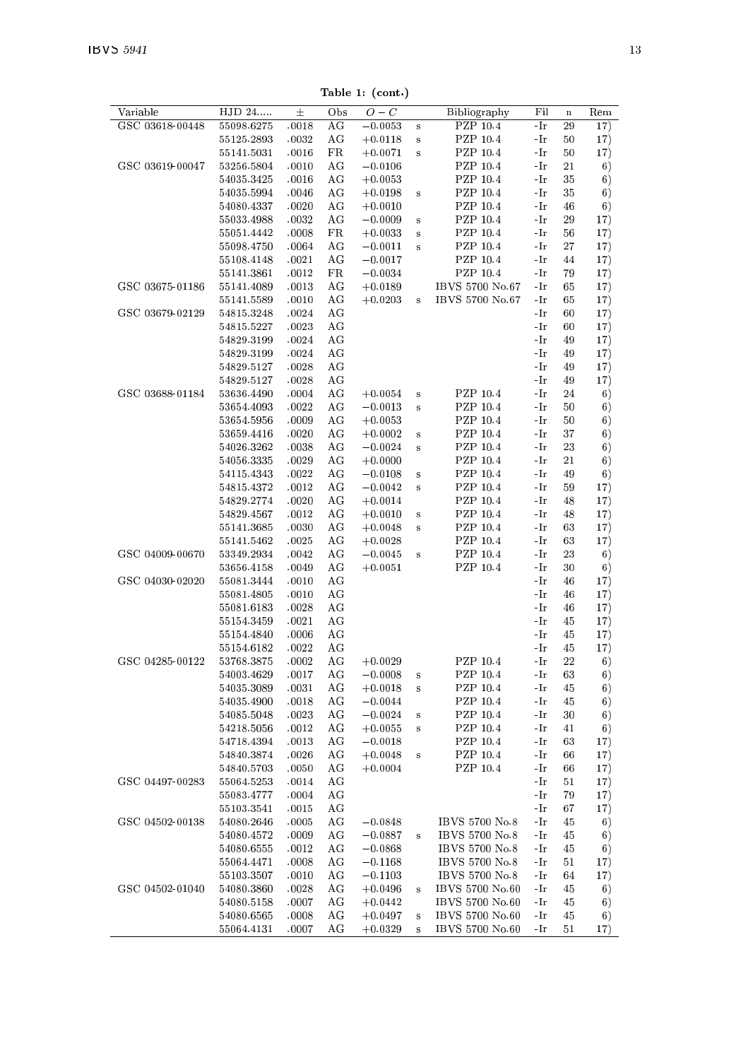**Table 1: (cont.)**

| Variable | HJD 24..... | ± | Obs | $O-C$ | | Bibliography | Fil | n | Rem |
|---|---|---|---|---|---|---|---|---|---|
| GSC 03618-00448 | 55098.6275 | .0018 | AG | −0.0053 | s | PZP 10.4 | -Ir | 29 | 17) |
| | 55125.2893 | .0032 | AG | +0.0118 | s | PZP 10.4 | -Ir | 50 | 17) |
| | 55141.5031 | .0016 | FR | +0.0071 | s | PZP 10.4 | -Ir | 50 | 17) |
| GSC 03619-00047 | 53256.5804 | .0010 | AG | −0.0106 | | PZP 10.4 | -Ir | 21 | 6) |
| | 54035.3425 | .0016 | AG | +0.0053 | | PZP 10.4 | -Ir | 35 | 6) |
| | 54035.5994 | .0046 | AG | +0.0198 | s | PZP 10.4 | -Ir | 35 | 6) |
| | 54080.4337 | .0020 | AG | +0.0010 | | PZP 10.4 | -Ir | 46 | 6) |
| | 55033.4988 | .0032 | AG | −0.0009 | s | PZP 10.4 | -Ir | 29 | 17) |
| | 55051.4442 | .0008 | FR | +0.0033 | s | PZP 10.4 | -Ir | 56 | 17) |
| | 55098.4750 | .0064 | AG | −0.0011 | s | PZP 10.4 | -Ir | 27 | 17) |
| | 55108.4148 | .0021 | AG | −0.0017 | | PZP 10.4 | -Ir | 44 | 17) |
| | 55141.3861 | .0012 | FR | −0.0034 | | PZP 10.4 | -Ir | 79 | 17) |
| GSC 03675-01186 | 55141.4089 | .0013 | AG | +0.0189 | | IBVS 5700 No.67 | -Ir | 65 | 17) |
| | 55141.5589 | .0010 | AG | +0.0203 | s | IBVS 5700 No.67 | -Ir | 65 | 17) |
| GSC 03679-02129 | 54815.3248 | .0024 | AG | | | | -Ir | 60 | 17) |
| | 54815.5227 | .0023 | AG | | | | -Ir | 60 | 17) |
| | 54829.3199 | .0024 | AG | | | | -Ir | 49 | 17) |
| | 54829.3199 | .0024 | AG | | | | -Ir | 49 | 17) |
| | 54829.5127 | .0028 | AG | | | | -Ir | 49 | 17) |
| | 54829.5127 | .0028 | AG | | | | -Ir | 49 | 17) |
| GSC 03688-01184 | 53636.4490 | .0004 | AG | +0.0054 | s | PZP 10.4 | -Ir | 24 | 6) |
| | 53654.4093 | .0022 | AG | −0.0013 | s | PZP 10.4 | -Ir | 50 | 6) |
| | 53654.5956 | .0009 | AG | +0.0053 | | PZP 10.4 | -Ir | 50 | 6) |
| | 53659.4416 | .0020 | AG | +0.0002 | s | PZP 10.4 | -Ir | 37 | 6) |
| | 54026.3262 | .0038 | AG | −0.0024 | s | PZP 10.4 | -Ir | 23 | 6) |
| | 54056.3335 | .0029 | AG | +0.0000 | | PZP 10.4 | -Ir | 21 | 6) |
| | 54115.4343 | .0022 | AG | −0.0108 | s | PZP 10.4 | -Ir | 49 | 6) |
| | 54815.4372 | .0012 | AG | −0.0042 | s | PZP 10.4 | -Ir | 59 | 17) |
| | 54829.2774 | .0020 | AG | +0.0014 | | PZP 10.4 | -Ir | 48 | 17) |
| | 54829.4567 | .0012 | AG | +0.0010 | s | PZP 10.4 | -Ir | 48 | 17) |
| | 55141.3685 | .0030 | AG | +0.0048 | s | PZP 10.4 | -Ir | 63 | 17) |
| | 55141.5462 | .0025 | AG | +0.0028 | | PZP 10.4 | -Ir | 63 | 17) |
| GSC 04009-00670 | 53349.2934 | .0042 | AG | −0.0045 | s | PZP 10.4 | -Ir | 23 | 6) |
| | 53656.4158 | .0049 | AG | +0.0051 | | PZP 10.4 | -Ir | 30 | 6) |
| GSC 04030-02020 | 55081.3444 | .0010 | AG | | | | -Ir | 46 | 17) |
| | 55081.4805 | .0010 | AG | | | | -Ir | 46 | 17) |
| | 55081.6183 | .0028 | AG | | | | -Ir | 46 | 17) |
| | 55154.3459 | .0021 | AG | | | | -Ir | 45 | 17) |
| | 55154.4840 | .0006 | AG | | | | -Ir | 45 | 17) |
| | 55154.6182 | .0022 | AG | | | | -Ir | 45 | 17) |
| GSC 04285-00122 | 53768.3875 | .0002 | AG | +0.0029 | | PZP 10.4 | -Ir | 22 | 6) |
| | 54003.4629 | .0017 | AG | −0.0008 | s | PZP 10.4 | -Ir | 63 | 6) |
| | 54035.3089 | .0031 | AG | +0.0018 | s | PZP 10.4 | -Ir | 45 | 6) |
| | 54035.4900 | .0018 | AG | −0.0044 | | PZP 10.4 | -Ir | 45 | 6) |
| | 54085.5048 | .0023 | AG | −0.0024 | s | PZP 10.4 | -Ir | 30 | 6) |
| | 54218.5056 | .0012 | AG | +0.0055 | s | PZP 10.4 | -Ir | 41 | 6) |
| | 54718.4394 | .0013 | AG | −0.0018 | | PZP 10.4 | -Ir | 63 | 17) |
| | 54840.3874 | .0026 | AG | +0.0048 | s | PZP 10.4 | -Ir | 66 | 17) |
| | 54840.5703 | .0050 | AG | +0.0004 | | PZP 10.4 | -Ir | 66 | 17) |
| GSC 04497-00283 | 55064.5253 | .0014 | AG | | | | -Ir | 51 | 17) |
| | 55083.4777 | .0004 | AG | | | | -Ir | 79 | 17) |
| | 55103.3541 | .0015 | AG | | | | -Ir | 67 | 17) |
| GSC 04502-00138 | 54080.2646 | .0005 | AG | −0.0848 | | IBVS 5700 No.8 | -Ir | 45 | 6) |
| | 54080.4572 | .0009 | AG | −0.0887 | s | IBVS 5700 No.8 | -Ir | 45 | 6) |
| | 54080.6555 | .0012 | AG | −0.0868 | | IBVS 5700 No.8 | -Ir | 45 | 6) |
| | 55064.4471 | .0008 | AG | −0.1168 | | IBVS 5700 No.8 | -Ir | 51 | 17) |
| | 55103.3507 | .0010 | AG | −0.1103 | | IBVS 5700 No.8 | -Ir | 64 | 17) |
| GSC 04502-01040 | 54080.3860 | .0028 | AG | +0.0496 | s | IBVS 5700 No.60 | -Ir | 45 | 6) |
| | 54080.5158 | .0007 | AG | +0.0442 | | IBVS 5700 No.60 | -Ir | 45 | 6) |
| | 54080.6565 | .0008 | AG | +0.0497 | s | IBVS 5700 No.60 | -Ir | 45 | 6) |
| | 55064.4131 | .0007 | AG | +0.0329 | s | IBVS 5700 No.60 | -Ir | 51 | 17) |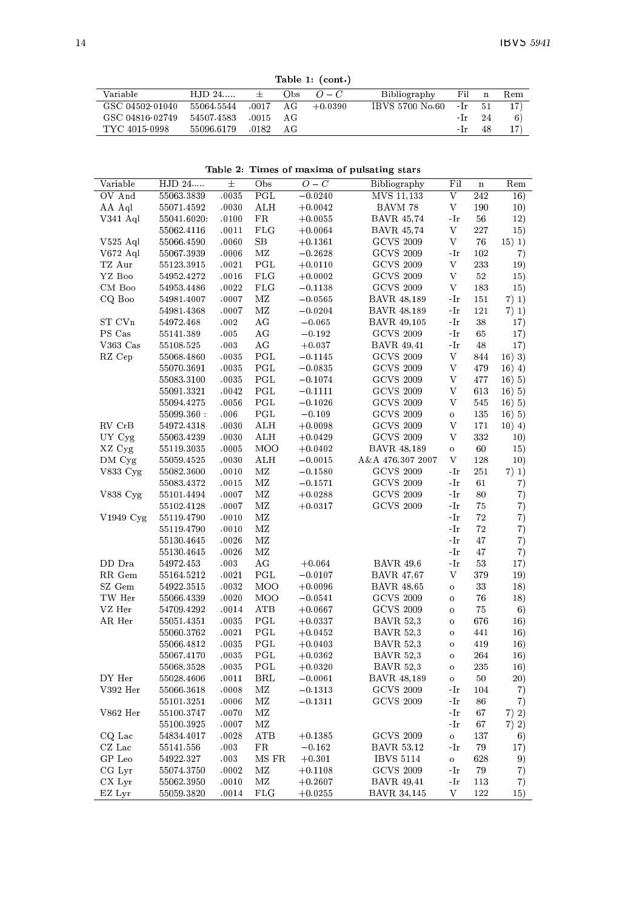**Table 1: (cont.)**

| Variable | HJD 24.... | ± | Obs | $O-C$ | Bibliography | Fil | n | Rem |
|---|---|---|---|---|---|---|---|---|
| GSC 04502-01040 | 55064.5544 | .0017 | AG | +0.0390 | IBVS 5700 No.60 | -Ir | 51 | 17) |
| GSC 04816-02749 | 54507.4583 | .0015 | AG | | | -Ir | 24 | 6) |
| TYC 4015-0998 | 55096.6179 | .0182 | AG | | | -Ir | 48 | 17) |

**Table 2: Times of maxima of pulsating stars**

| Variable | HJD 24.... | ± | Obs | $O-C$ | Bibliography | Fil | n | Rem |
|---|---|---|---|---|---|---|---|---|
| OV And | 55063.3839 | .0035 | PGL | −0.0240 | MVS 11,133 | V | 242 | 16) |
| AA Aql | 55071.4592 | .0030 | ALH | +0.0042 | BAVM 78 | V | 190 | 10) |
| V341 Aql | 55041.6020: | .0100 | FR | +0.0055 | BAVR 45,74 | -Ir | 56 | 12) |
| | 55062.4116 | .0011 | FLG | +0.0064 | BAVR 45,74 | V | 227 | 15) |
| V525 Aql | 55066.4590 | .0060 | SB | +0.1361 | GCVS 2009 | V | 76 | 15) 1) |
| V672 Aql | 55067.3939 | .0006 | MZ | −0.2628 | GCVS 2009 | -Ir | 102 | 7) |
| TZ Aur | 55123.3915 | .0021 | PGL | +0.0110 | GCVS 2009 | V | 233 | 19) |
| YZ Boo | 54952.4272 | .0016 | FLG | +0.0002 | GCVS 2009 | V | 52 | 15) |
| CM Boo | 54953.4486 | .0022 | FLG | −0.1138 | GCVS 2009 | V | 183 | 15) |
| CQ Boo | 54981.4007 | .0007 | MZ | −0.0565 | BAVR 48,189 | -Ir | 151 | 7) 1) |
| | 54981.4368 | .0007 | MZ | −0.0204 | BAVR 48,189 | -Ir | 121 | 7) 1) |
| ST CVn | 54972.468 | .002 | AG | −0.065 | BAVR 49,105 | -Ir | 38 | 17) |
| PS Cas | 55141.389 | .005 | AG | −0.192 | GCVS 2009 | -Ir | 65 | 17) |
| V363 Cas | 55108.525 | .003 | AG | +0.037 | BAVR 49,41 | -Ir | 48 | 17) |
| RZ Cep | 55068.4860 | .0035 | PGL | −0.1145 | GCVS 2009 | V | 844 | 16) 3) |
| | 55070.3691 | .0035 | PGL | −0.0835 | GCVS 2009 | V | 479 | 16) 4) |
| | 55083.3100 | .0035 | PGL | −0.1074 | GCVS 2009 | V | 477 | 16) 5) |
| | 55091.3321 | .0042 | PGL | −0.1111 | GCVS 2009 | V | 613 | 16) 5) |
| | 55094.4275 | .0056 | PGL | −0.1026 | GCVS 2009 | V | 545 | 16) 5) |
| | 55099.360 : | .006 | PGL | −0.109 | GCVS 2009 | o | 135 | 16) 5) |
| RV CrB | 54972.4318 | .0030 | ALH | +0.0098 | GCVS 2009 | V | 171 | 10) 4) |
| UY Cyg | 55063.4239 | .0030 | ALH | +0.0429 | GCVS 2009 | V | 332 | 10) |
| XZ Cyg | 55119.3035 | .0005 | MOO | +0.0402 | BAVR 48,189 | o | 60 | 15) |
| DM Cyg | 55059.4525 | .0030 | ALH | −0.0015 | A&A 476.307 2007 | V | 128 | 10) |
| V833 Cyg | 55082.3600 | .0010 | MZ | −0.1580 | GCVS 2009 | -Ir | 251 | 7) 1) |
| | 55083.4372 | .0015 | MZ | −0.1571 | GCVS 2009 | -Ir | 61 | 7) |
| V838 Cyg | 55101.4494 | .0007 | MZ | +0.0288 | GCVS 2009 | -Ir | 80 | 7) |
| | 55102.4128 | .0007 | MZ | +0.0317 | GCVS 2009 | -Ir | 75 | 7) |
| V1949 Cyg | 55119.4790 | .0010 | MZ | | | -Ir | 72 | 7) |
| | 55119.4790 | .0010 | MZ | | | -Ir | 72 | 7) |
| | 55130.4645 | .0026 | MZ | | | -Ir | 47 | 7) |
| | 55130.4645 | .0026 | MZ | | | -Ir | 47 | 7) |
| DD Dra | 54972.453 | .003 | AG | +0.064 | BAVR 49,6 | -Ir | 53 | 17) |
| RR Gem | 55164.5212 | .0021 | PGL | −0.0107 | BAVR 47,67 | V | 379 | 19) |
| SZ Gem | 54922.3515 | .0032 | MOO | +0.0096 | BAVR 48,65 | o | 33 | 18) |
| TW Her | 55066.4339 | .0020 | MOO | −0.0541 | GCVS 2009 | o | 76 | 18) |
| VZ Her | 54709.4292 | .0014 | ATB | +0.0667 | GCVS 2009 | o | 75 | 6) |
| AR Her | 55051.4351 | .0035 | PGL | +0.0337 | BAVR 52,3 | o | 676 | 16) |
| | 55060.3762 | .0021 | PGL | +0.0452 | BAVR 52,3 | o | 441 | 16) |
| | 55066.4812 | .0035 | PGL | +0.0403 | BAVR 52,3 | o | 419 | 16) |
| | 55067.4170 | .0035 | PGL | +0.0362 | BAVR 52,3 | o | 264 | 16) |
| | 55068.3528 | .0035 | PGL | +0.0320 | BAVR 52,3 | o | 235 | 16) |
| DY Her | 55028.4606 | .0011 | BRL | −0.0061 | BAVR 48,189 | o | 50 | 20) |
| V392 Her | 55066.3618 | .0008 | MZ | −0.1313 | GCVS 2009 | -Ir | 104 | 7) |
| | 55101.3251 | .0006 | MZ | −0.1311 | GCVS 2009 | -Ir | 86 | 7) |
| V862 Her | 55100.3747 | .0070 | MZ | | | -Ir | 67 | 7) 2) |
| | 55100.3925 | .0007 | MZ | | | -Ir | 67 | 7) 2) |
| CQ Lac | 54834.4017 | .0028 | ATB | +0.1385 | GCVS 2009 | o | 137 | 6) |
| CZ Lac | 55141.556 | .003 | FR | −0.162 | BAVR 53,12 | -Ir | 79 | 17) |
| GP Leo | 54922.327 | .003 | MS FR | +0.301 | IBVS 5114 | o | 628 | 9) |
| CG Lyr | 55074.3750 | .0002 | MZ | +0.1108 | GCVS 2009 | -Ir | 79 | 7) |
| CX Lyr | 55062.3950 | .0010 | MZ | +0.2607 | BAVR 49,41 | -Ir | 113 | 7) |
| EZ Lyr | 55059.3820 | .0014 | FLG | +0.0255 | BAVR 34,145 | V | 122 | 15) |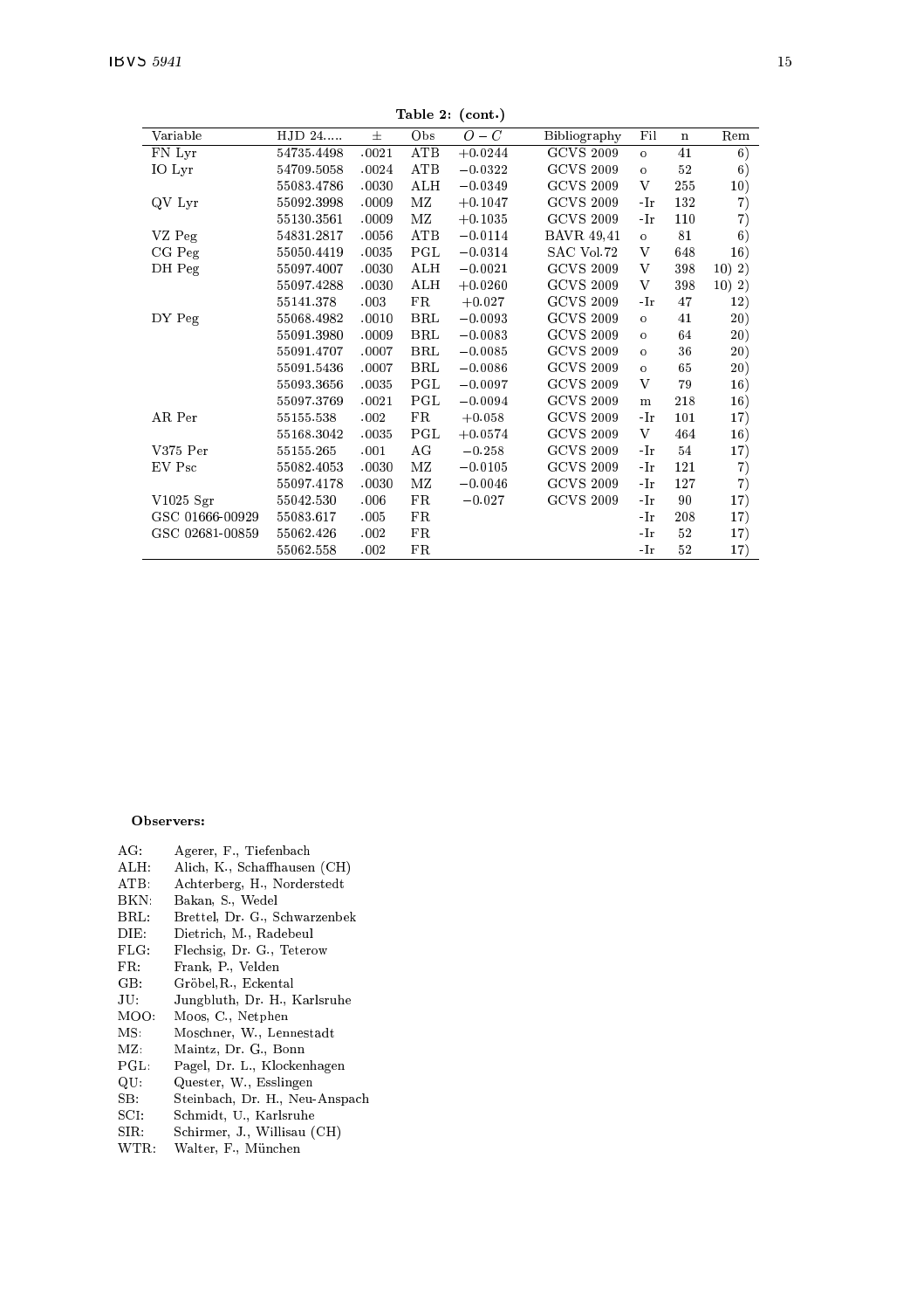**Table 2: (cont.)**

| Variable | HJD 24..... | ± | Obs | $O-C$ | Bibliography | Fil | n | Rem |
|---|---|---|---|---|---|---|---|---|
| FN Lyr | 54735.4498 | .0021 | ATB | +0.0244 | GCVS 2009 | o | 41 | 6) |
| IO Lyr | 54709.5058 | .0024 | ATB | −0.0322 | GCVS 2009 | o | 52 | 6) |
| | 55083.4786 | .0030 | ALH | −0.0349 | GCVS 2009 | V | 255 | 10) |
| QV Lyr | 55092.3998 | .0009 | MZ | +0.1047 | GCVS 2009 | -Ir | 132 | 7) |
| | 55130.3561 | .0009 | MZ | +0.1035 | GCVS 2009 | -Ir | 110 | 7) |
| VZ Peg | 54831.2817 | .0056 | ATB | −0.0114 | BAVR 49,41 | o | 81 | 6) |
| CG Peg | 55050.4419 | .0035 | PGL | −0.0314 | SAC Vol.72 | V | 648 | 16) |
| DH Peg | 55097.4007 | .0030 | ALH | −0.0021 | GCVS 2009 | V | 398 | 10) 2) |
| | 55097.4288 | .0030 | ALH | +0.0260 | GCVS 2009 | V | 398 | 10) 2) |
| | 55141.378 | .003 | FR | +0.027 | GCVS 2009 | -Ir | 47 | 12) |
| DY Peg | 55068.4982 | .0010 | BRL | −0.0093 | GCVS 2009 | o | 41 | 20) |
| | 55091.3980 | .0009 | BRL | −0.0083 | GCVS 2009 | o | 64 | 20) |
| | 55091.4707 | .0007 | BRL | −0.0085 | GCVS 2009 | o | 36 | 20) |
| | 55091.5436 | .0007 | BRL | −0.0086 | GCVS 2009 | o | 65 | 20) |
| | 55093.3656 | .0035 | PGL | −0.0097 | GCVS 2009 | V | 79 | 16) |
| | 55097.3769 | .0021 | PGL | −0.0094 | GCVS 2009 | m | 218 | 16) |
| AR Per | 55155.538 | .002 | FR | +0.058 | GCVS 2009 | -Ir | 101 | 17) |
| | 55168.3042 | .0035 | PGL | +0.0574 | GCVS 2009 | V | 464 | 16) |
| V375 Per | 55155.265 | .001 | AG | −0.258 | GCVS 2009 | -Ir | 54 | 17) |
| EV Psc | 55082.4053 | .0030 | MZ | −0.0105 | GCVS 2009 | -Ir | 121 | 7) |
| | 55097.4178 | .0030 | MZ | −0.0046 | GCVS 2009 | -Ir | 127 | 7) |
| V1025 Sgr | 55042.530 | .006 | FR | −0.027 | GCVS 2009 | -Ir | 90 | 17) |
| GSC 01666-00929 | 55083.617 | .005 | FR | | | -Ir | 208 | 17) |
| GSC 02681-00859 | 55062.426 | .002 | FR | | | -Ir | 52 | 17) |
| | 55062.558 | .002 | FR | | | -Ir | 52 | 17) |

**Observers:**

AG: Agerer, F., Tiefenbach
ALH: Alich, K., Schaffhausen (CH)
ATB: Achterberg, H., Norderstedt
BKN: Bakan, S., Wedel
BRL: Brettel, Dr. G., Schwarzenbek
DIE: Dietrich, M., Radebeul
FLG: Flechsig, Dr. G., Teterow
FR: Frank, P., Velden
GB: Gröbel,R., Eckental
JU: Jungbluth, Dr. H., Karlsruhe
MOO: Moos, C., Netphen
MS: Moschner, W., Lennestadt
MZ: Maintz, Dr. G., Bonn
PGL: Pagel, Dr. L., Klockenhagen
QU: Quester, W., Esslingen
SB: Steinbach, Dr. H., Neu-Anspach
SCI: Schmidt, U., Karlsruhe
SIR: Schirmer, J., Willisau (CH)
WTR: Walter, F., München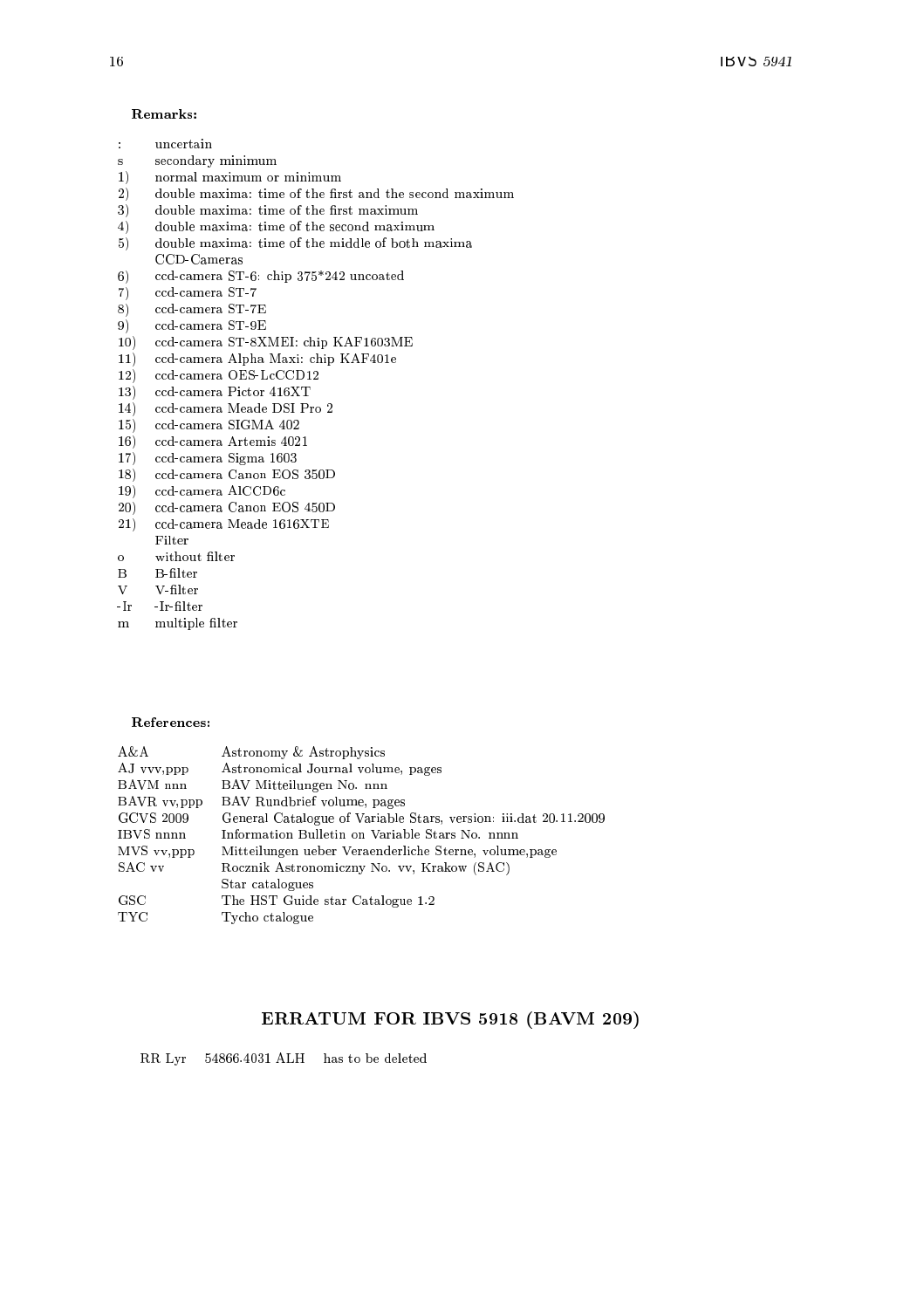**Remarks:**

| | |
|---|---|
| : | uncertain |
| s | secondary minimum |
| 1) | normal maximum or minimum |
| 2) | double maxima: time of the first and the second maximum |
| 3) | double maxima: time of the first maximum |
| 4) | double maxima: time of the second maximum |
| 5) | double maxima: time of the middle of both maxima |
| | CCD-Cameras |
| 6) | ccd-camera ST-6: chip 375*242 uncoated |
| 7) | ccd-camera ST-7 |
| 8) | ccd-camera ST-7E |
| 9) | ccd-camera ST-9E |
| 10) | ccd-camera ST-8XMEI: chip KAF1603ME |
| 11) | ccd-camera Alpha Maxi: chip KAF401e |
| 12) | ccd-camera OES-LcCCD12 |
| 13) | ccd-camera Pictor 416XT |
| 14) | ccd-camera Meade DSI Pro 2 |
| 15) | ccd-camera SIGMA 402 |
| 16) | ccd-camera Artemis 4021 |
| 17) | ccd-camera Sigma 1603 |
| 18) | ccd-camera Canon EOS 350D |
| 19) | ccd-camera AlCCD6c |
| 20) | ccd-camera Canon EOS 450D |
| 21) | ccd-camera Meade 1616XTE |
| | Filter |
| o | without filter |
| B | B-filter |
| V | V-filter |
| -Ir | -Ir-filter |
| m | multiple filter |

**References:**

| | |
|---|---|
| A&A | Astronomy & Astrophysics |
| AJ vvv,ppp | Astronomical Journal volume, pages |
| BAVM nnn | BAV Mitteilungen No. nnn |
| BAVR vv,ppp | BAV Rundbrief volume, pages |
| GCVS 2009 | General Catalogue of Variable Stars, version: iii.dat 20.11.2009 |
| IBVS nnnn | Information Bulletin on Variable Stars No. nnnn |
| MVS vv,ppp | Mitteilungen ueber Veraenderliche Sterne, volume,page |
| SAC vv | Rocznik Astronomiczny No. vv, Krakow (SAC) |
| | Star catalogues |
| GSC | The HST Guide star Catalogue 1.2 |
| TYC | Tycho ctalogue |

## ERRATUM FOR IBVS 5918 (BAVM 209)

RR Lyr 54866.4031 ALH has to be deleted